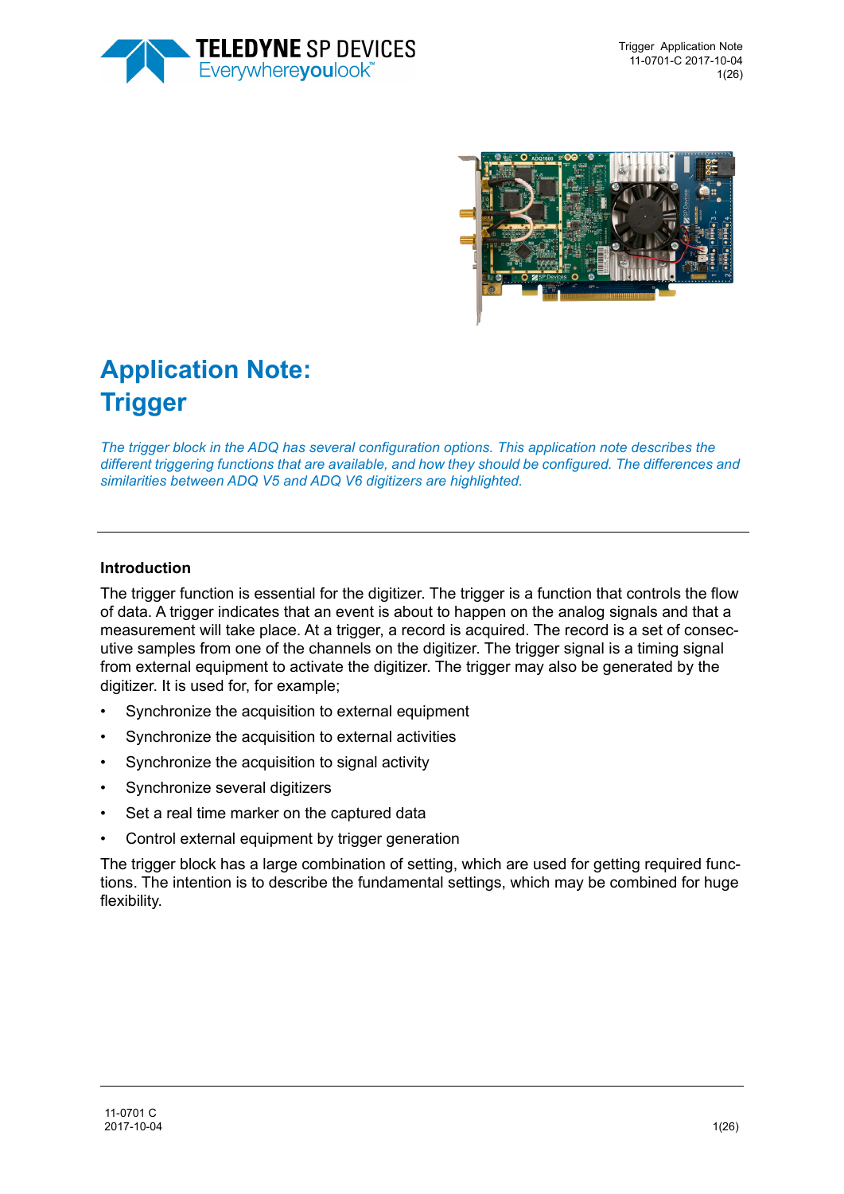# Application Note: Trigger

*The trigger block in the ADQ has several configuration options. This application note describes the different triggering functions that are available, and how they should be configured. The differences and similarities between ADQ V5 and ADQ V6 digitizers are highlighted.*

---

## Introduction

The trigger function is essential for the digitizer. The trigger is a function that controls the flow of data. A trigger indicates that an event is about to happen on the analog signals and that a measurement will take place. At a trigger, a record is acquired. The record is a set of consecutive samples from one of the channels on the digitizer. The trigger signal is a timing signal from external equipment to activate the digitizer. The trigger may also be generated by the digitizer. It is used for, for example;

- Synchronize the acquisition to external equipment
- Synchronize the acquisition to external activities
- Synchronize the acquisition to signal activity
- Synchronize several digitizers
- Set a real time marker on the captured data
- Control external equipment by trigger generation

The trigger block has a large combination of setting, which are used for getting required functions. The intention is to describe the fundamental settings, which may be combined for huge flexibility.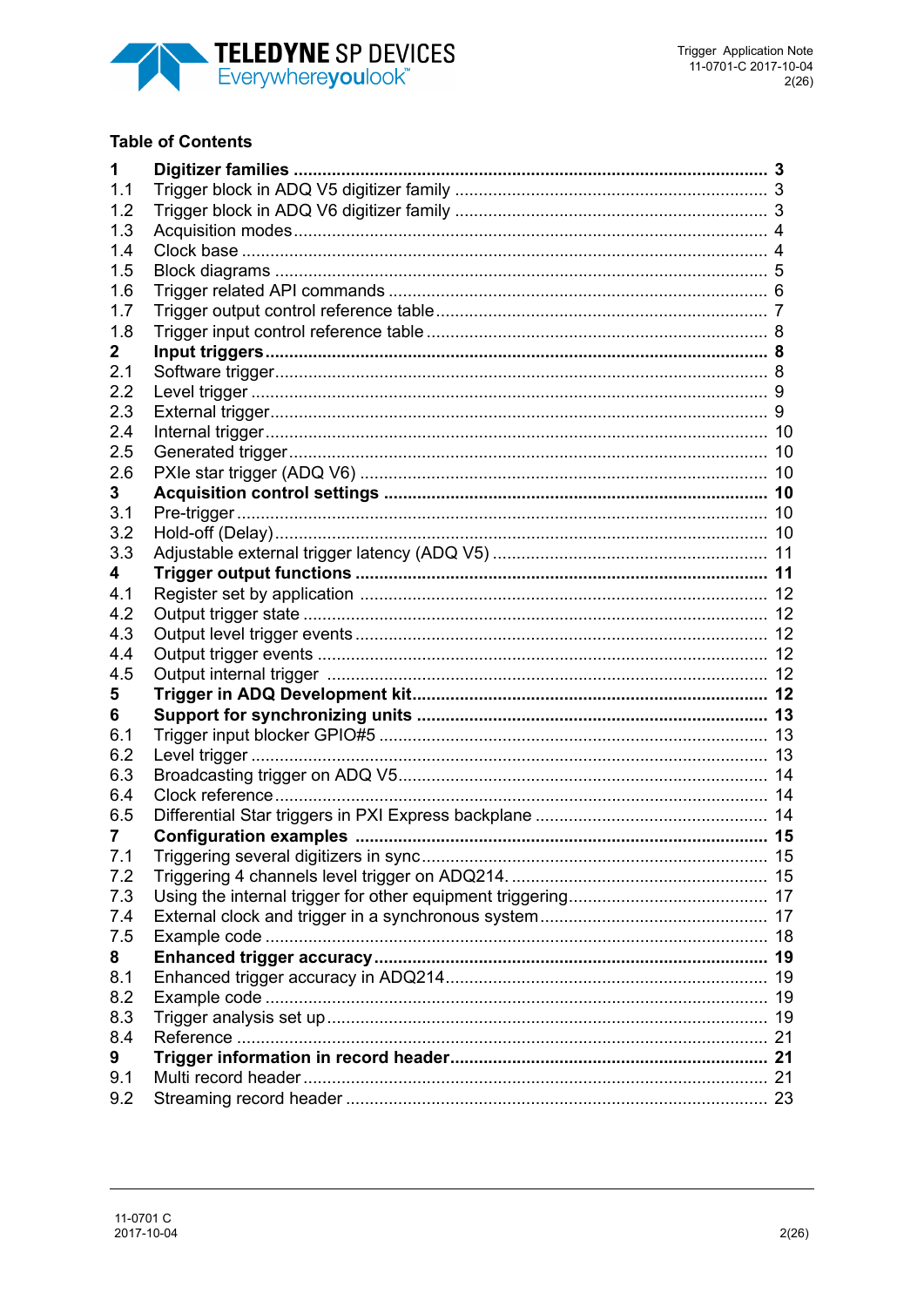**Table of Contents**

| | | |
|---|---|---|
| **1** | **Digitizer families** | **3** |
| 1.1 | Trigger block in ADQ V5 digitizer family | 3 |
| 1.2 | Trigger block in ADQ V6 digitizer family | 3 |
| 1.3 | Acquisition modes | 4 |
| 1.4 | Clock base | 4 |
| 1.5 | Block diagrams | 5 |
| 1.6 | Trigger related API commands | 6 |
| 1.7 | Trigger output control reference table | 7 |
| 1.8 | Trigger input control reference table | 8 |
| **2** | **Input triggers** | **8** |
| 2.1 | Software trigger | 8 |
| 2.2 | Level trigger | 9 |
| 2.3 | External trigger | 9 |
| 2.4 | Internal trigger | 10 |
| 2.5 | Generated trigger | 10 |
| 2.6 | PXIe star trigger (ADQ V6) | 10 |
| **3** | **Acquisition control settings** | **10** |
| 3.1 | Pre-trigger | 10 |
| 3.2 | Hold-off (Delay) | 10 |
| 3.3 | Adjustable external trigger latency (ADQ V5) | 11 |
| **4** | **Trigger output functions** | **11** |
| 4.1 | Register set by application | 12 |
| 4.2 | Output trigger state | 12 |
| 4.3 | Output level trigger events | 12 |
| 4.4 | Output trigger events | 12 |
| 4.5 | Output internal trigger | 12 |
| **5** | **Trigger in ADQ Development kit** | **12** |
| **6** | **Support for synchronizing units** | **13** |
| 6.1 | Trigger input blocker GPIO#5 | 13 |
| 6.2 | Level trigger | 13 |
| 6.3 | Broadcasting trigger on ADQ V5 | 14 |
| 6.4 | Clock reference | 14 |
| 6.5 | Differential Star triggers in PXI Express backplane | 14 |
| **7** | **Configuration examples** | **15** |
| 7.1 | Triggering several digitizers in sync | 15 |
| 7.2 | Triggering 4 channels level trigger on ADQ214. | 15 |
| 7.3 | Using the internal trigger for other equipment triggering | 17 |
| 7.4 | External clock and trigger in a synchronous system | 17 |
| 7.5 | Example code | 18 |
| **8** | **Enhanced trigger accuracy** | **19** |
| 8.1 | Enhanced trigger accuracy in ADQ214 | 19 |
| 8.2 | Example code | 19 |
| 8.3 | Trigger analysis set up | 19 |
| 8.4 | Reference | 21 |
| **9** | **Trigger information in record header** | **21** |
| 9.1 | Multi record header | 21 |
| 9.2 | Streaming record header | 23 |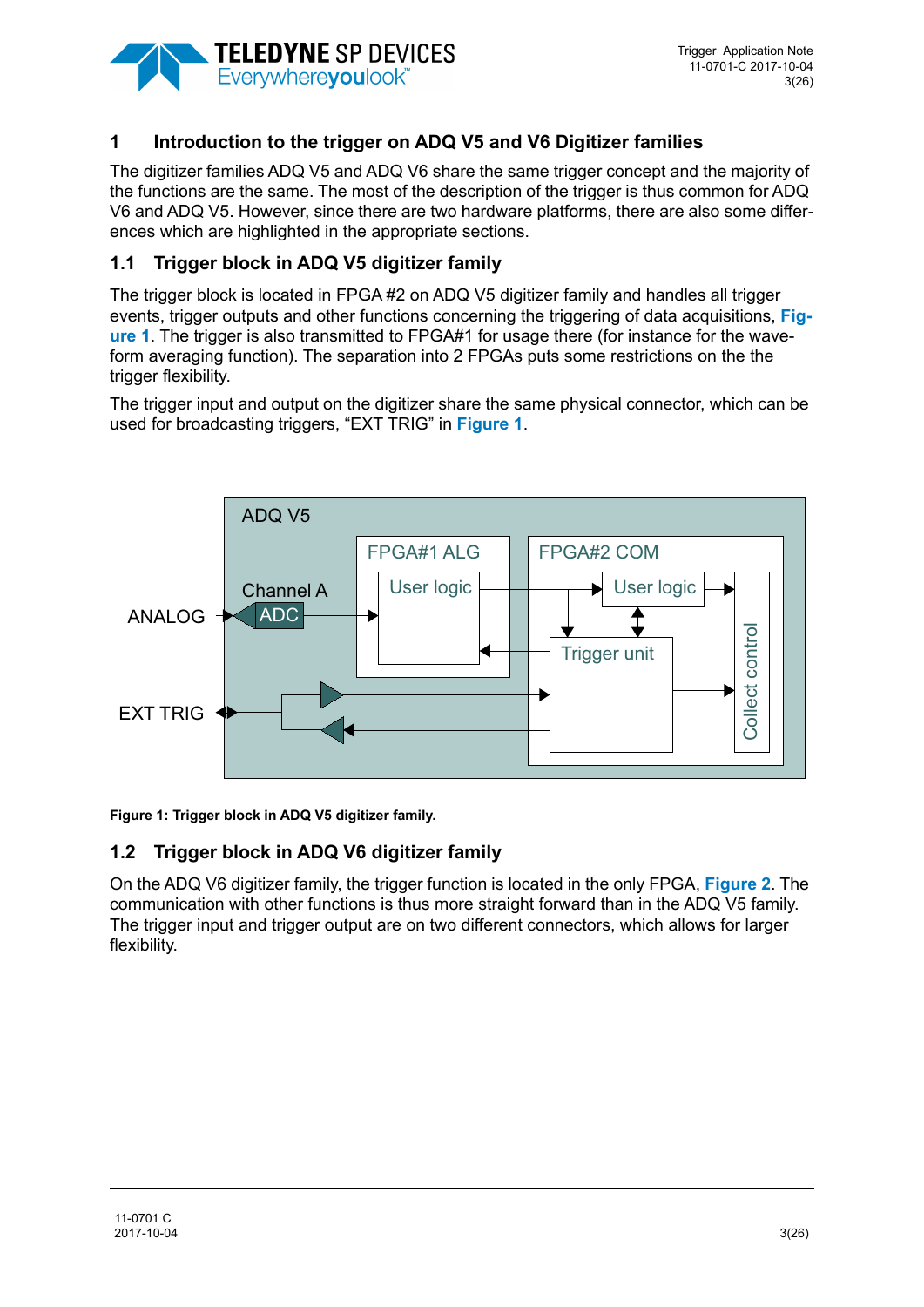# 1 Introduction to the trigger on ADQ V5 and V6 Digitizer families

The digitizer families ADQ V5 and ADQ V6 share the same trigger concept and the majority of the functions are the same. The most of the description of the trigger is thus common for ADQ V6 and ADQ V5. However, since there are two hardware platforms, there are also some differences which are highlighted in the appropriate sections.

## 1.1 Trigger block in ADQ V5 digitizer family

The trigger block is located in FPGA #2 on ADQ V5 digitizer family and handles all trigger events, trigger outputs and other functions concerning the triggering of data acquisitions, **Figure 1**. The trigger is also transmitted to FPGA#1 for usage there (for instance for the waveform averaging function). The separation into 2 FPGAs puts some restrictions on the the trigger flexibility.

The trigger input and output on the digitizer share the same physical connector, which can be used for broadcasting triggers, “EXT TRIG” in **Figure 1**.

**Figure 1: Trigger block in ADQ V5 digitizer family.**

## 1.2 Trigger block in ADQ V6 digitizer family

On the ADQ V6 digitizer family, the trigger function is located in the only FPGA, **Figure 2**. The communication with other functions is thus more straight forward than in the ADQ V5 family. The trigger input and trigger output are on two different connectors, which allows for larger flexibility.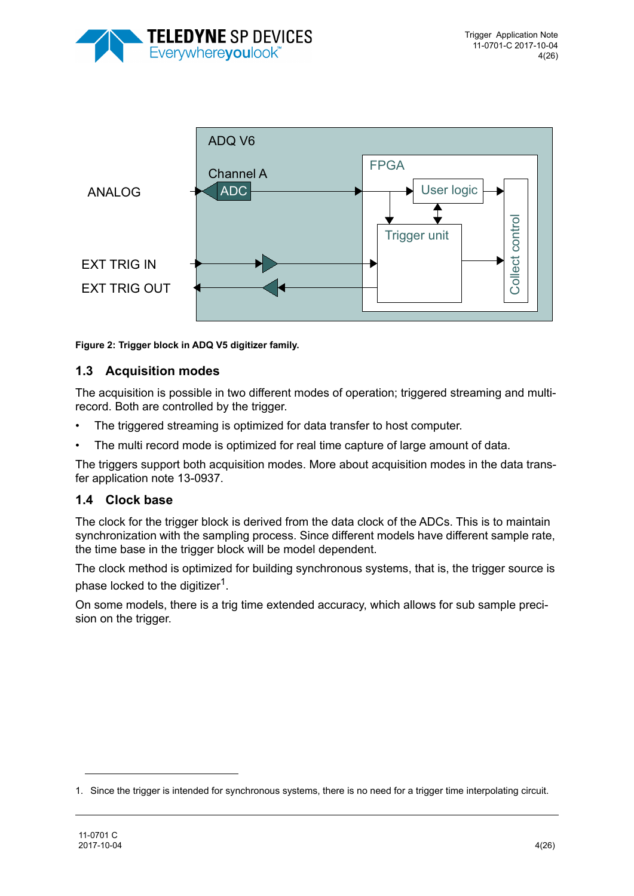ADQ V6

Channel A

ANALOG

ADC

FPGA

User logic

Trigger unit

Collect control

EXT TRIG IN

EXT TRIG OUT

**Figure 2: Trigger block in ADQ V5 digitizer family.**

## 1.3 Acquisition modes

The acquisition is possible in two different modes of operation; triggered streaming and multi-record. Both are controlled by the trigger.

- The triggered streaming is optimized for data transfer to host computer.
- The multi record mode is optimized for real time capture of large amount of data.

The triggers support both acquisition modes. More about acquisition modes in the data transfer application note 13-0937.

## 1.4 Clock base

The clock for the trigger block is derived from the data clock of the ADCs. This is to maintain synchronization with the sampling process. Since different models have different sample rate, the time base in the trigger block will be model dependent.

The clock method is optimized for building synchronous systems, that is, the trigger source is phase locked to the digitizer[1].

On some models, there is a trig time extended accuracy, which allows for sub sample precision on the trigger.

1. Since the trigger is intended for synchronous systems, there is no need for a trigger time interpolating circuit.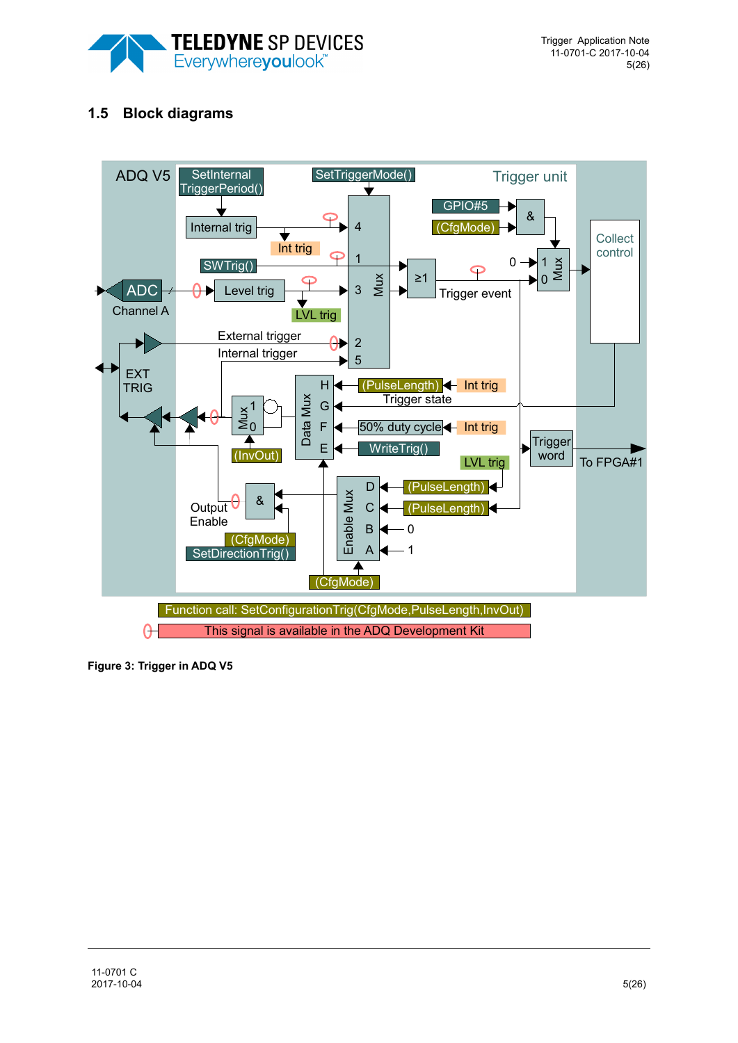## 1.5 Block diagrams

ADQ V5

SetInternal TriggerPeriod()

SetTriggerMode()

Trigger unit

Internal trig

Int trig

GPIO#5

(CfgMode)

&

SWTrig()

ADC

Channel A

Level trig

LVL trig

≥1

Trigger event

Mux

Collect control

External trigger

Internal trigger

EXT TRIG

(PulseLength)

Int trig

Trigger state

50% duty cycle

Int trig

WriteTrig()

Data Mux

(InvOut)

LVL trig

Trigger word

To FPGA#1

Output Enable

&

(CfgMode)

SetDirectionTrig()

(PulseLength)

(PulseLength)

Enable Mux

(CfgMode)

Function call: SetConfigurationTrig(CfgMode,PulseLength,InvOut)

This signal is available in the ADQ Development Kit

**Figure 3: Trigger in ADQ V5**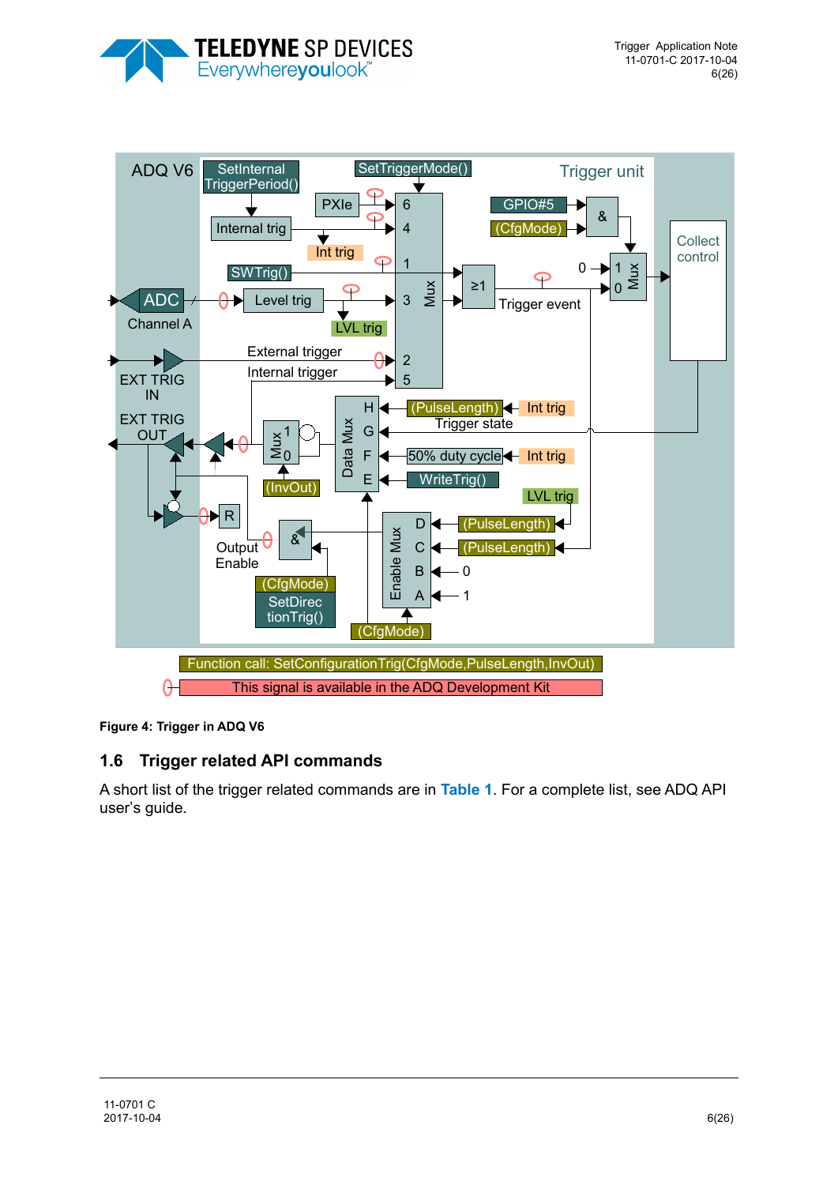Figure 4: Trigger in ADQ V6

## 1.6 Trigger related API commands

A short list of the trigger related commands are in **Table 1**. For a complete list, see ADQ API user's guide.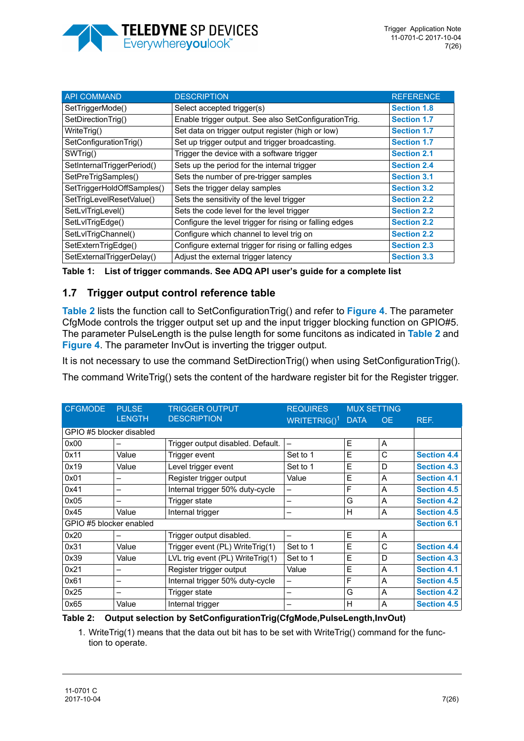| API COMMAND | DESCRIPTION | REFERENCE |
|---|---|---|
| SetTriggerMode() | Select accepted trigger(s) | Section 1.8 |
| SetDirectionTrig() | Enable trigger output. See also SetConfigurationTrig. | Section 1.7 |
| WriteTrig() | Set data on trigger output register (high or low) | Section 1.7 |
| SetConfigurationTrig() | Set up trigger output and trigger broadcasting. | Section 1.7 |
| SWTrig() | Trigger the device with a software trigger | Section 2.1 |
| SetInternalTriggerPeriod() | Sets up the period for the internal trigger | Section 2.4 |
| SetPreTrigSamples() | Sets the number of pre-trigger samples | Section 3.1 |
| SetTriggerHoldOffSamples() | Sets the trigger delay samples | Section 3.2 |
| SetTrigLevelResetValue() | Sets the sensitivity of the level trigger | Section 2.2 |
| SetLvlTrigLevel() | Sets the code level for the level trigger | Section 2.2 |
| SetLvlTrigEdge() | Configure the level trigger for rising or falling edges | Section 2.2 |
| SetLvlTrigChannel() | Configure which channel to level trig on | Section 2.2 |
| SetExternTrigEdge() | Configure external trigger for rising or falling edges | Section 2.3 |
| SetExternalTriggerDelay() | Adjust the external trigger latency | Section 3.3 |

**Table 1: List of trigger commands. See ADQ API user's guide for a complete list**

## 1.7 Trigger output control reference table

Table 2 lists the function call to SetConfigurationTrig() and refer to Figure 4. The parameter CfgMode controls the trigger output set up and the input trigger blocking function on GPIO#5. The parameter PulseLength is the pulse length for some funcitons as indicated in Table 2 and Figure 4. The parameter InvOut is inverting the trigger output.

It is not necessary to use the command SetDirectionTrig() when using SetConfigurationTrig().

The command WriteTrig() sets the content of the hardware register bit for the Register trigger.

| CFGMODE | PULSE LENGTH | TRIGGER OUTPUT DESCRIPTION | REQUIRES WRITETRIG()[1] | MUX SETTING DATA | OE | REF. |
|---|---|---|---|---|---|---|
| GPIO #5 blocker disabled | | | | | | |
| 0x00 | – | Trigger output disabled. Default. | – | E | A | |
| 0x11 | Value | Trigger event | Set to 1 | E | C | Section 4.4 |
| 0x19 | Value | Level trigger event | Set to 1 | E | D | Section 4.3 |
| 0x01 | – | Register trigger output | Value | E | A | Section 4.1 |
| 0x41 | – | Internal trigger 50% duty-cycle | – | F | A | Section 4.5 |
| 0x05 | – | Trigger state | – | G | A | Section 4.2 |
| 0x45 | Value | Internal trigger | – | H | A | Section 4.5 |
| GPIO #5 blocker enabled | | | | | | Section 6.1 |
| 0x20 | – | Trigger output disabled. | – | E | A | |
| 0x31 | Value | Trigger event (PL) WriteTrig(1) | Set to 1 | E | C | Section 4.4 |
| 0x39 | Value | LVL trig event (PL) WriteTrig(1) | Set to 1 | E | D | Section 4.3 |
| 0x21 | – | Register trigger output | Value | E | A | Section 4.1 |
| 0x61 | – | Internal trigger 50% duty-cycle | – | F | A | Section 4.5 |
| 0x25 | – | Trigger state | – | G | A | Section 4.2 |
| 0x65 | Value | Internal trigger | – | H | A | Section 4.5 |

**Table 2: Output selection by SetConfigurationTrig(CfgMode,PulseLength,InvOut)**

1. WriteTrig(1) means that the data out bit has to be set with WriteTrig() command for the function to operate.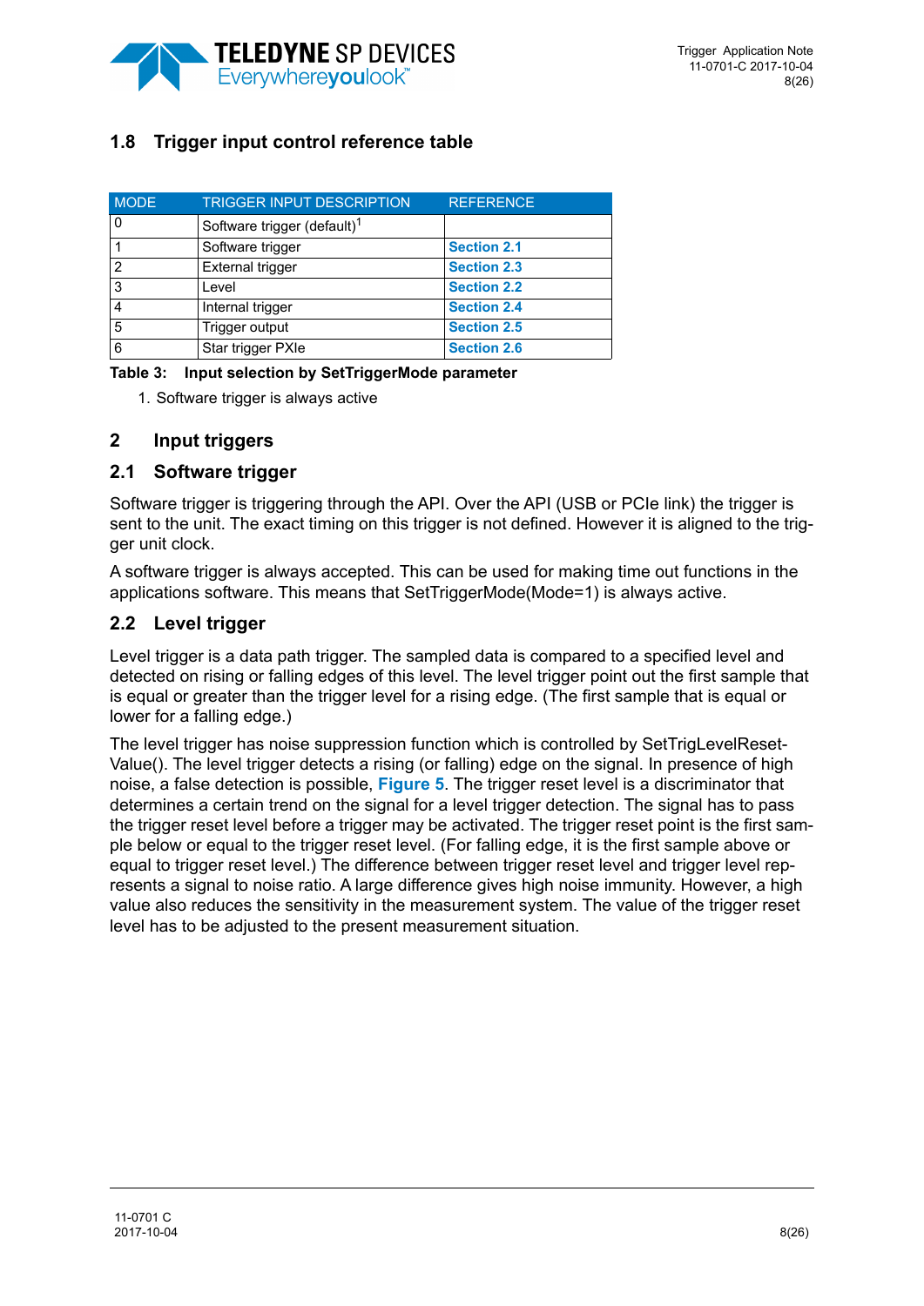## 1.8 Trigger input control reference table

| MODE | TRIGGER INPUT DESCRIPTION | REFERENCE |
|---|---|---|
| 0 | Software trigger (default)[1] | |
| 1 | Software trigger | Section 2.1 |
| 2 | External trigger | Section 2.3 |
| 3 | Level | Section 2.2 |
| 4 | Internal trigger | Section 2.4 |
| 5 | Trigger output | Section 2.5 |
| 6 | Star trigger PXIe | Section 2.6 |

**Table 3: Input selection by SetTriggerMode parameter**

1. Software trigger is always active

# 2 Input triggers

## 2.1 Software trigger

Software trigger is triggering through the API. Over the API (USB or PCIe link) the trigger is sent to the unit. The exact timing on this trigger is not defined. However it is aligned to the trigger unit clock.

A software trigger is always accepted. This can be used for making time out functions in the applications software. This means that SetTriggerMode(Mode=1) is always active.

## 2.2 Level trigger

Level trigger is a data path trigger. The sampled data is compared to a specified level and detected on rising or falling edges of this level. The level trigger point out the first sample that is equal or greater than the trigger level for a rising edge. (The first sample that is equal or lower for a falling edge.)

The level trigger has noise suppression function which is controlled by SetTrigLevelResetValue(). The level trigger detects a rising (or falling) edge on the signal. In presence of high noise, a false detection is possible, **Figure 5**. The trigger reset level is a discriminator that determines a certain trend on the signal for a level trigger detection. The signal has to pass the trigger reset level before a trigger may be activated. The trigger reset point is the first sample below or equal to the trigger reset level. (For falling edge, it is the first sample above or equal to trigger reset level.) The difference between trigger reset level and trigger level represents a signal to noise ratio. A large difference gives high noise immunity. However, a high value also reduces the sensitivity in the measurement system. The value of the trigger reset level has to be adjusted to the present measurement situation.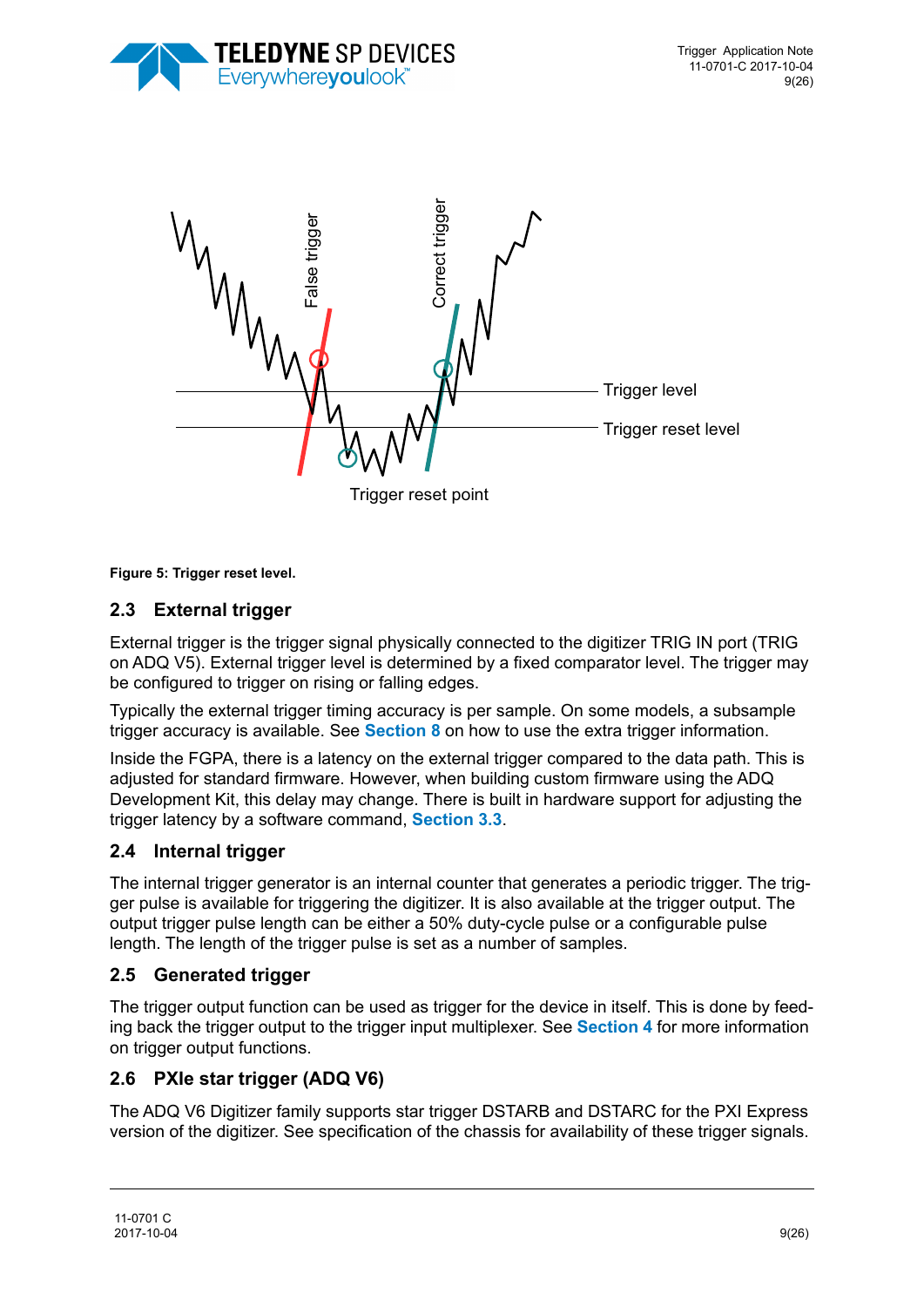Figure 5: Trigger reset level.

## 2.3 External trigger

External trigger is the trigger signal physically connected to the digitizer TRIG IN port (TRIG on ADQ V5). External trigger level is determined by a fixed comparator level. The trigger may be configured to trigger on rising or falling edges.

Typically the external trigger timing accuracy is per sample. On some models, a subsample trigger accuracy is available. See **Section 8** on how to use the extra trigger information.

Inside the FGPA, there is a latency on the external trigger compared to the data path. This is adjusted for standard firmware. However, when building custom firmware using the ADQ Development Kit, this delay may change. There is built in hardware support for adjusting the trigger latency by a software command, **Section 3.3**.

## 2.4 Internal trigger

The internal trigger generator is an internal counter that generates a periodic trigger. The trigger pulse is available for triggering the digitizer. It is also available at the trigger output. The output trigger pulse length can be either a 50% duty-cycle pulse or a configurable pulse length. The length of the trigger pulse is set as a number of samples.

## 2.5 Generated trigger

The trigger output function can be used as trigger for the device in itself. This is done by feeding back the trigger output to the trigger input multiplexer. See **Section 4** for more information on trigger output functions.

## 2.6 PXIe star trigger (ADQ V6)

The ADQ V6 Digitizer family supports star trigger DSTARB and DSTARC for the PXI Express version of the digitizer. See specification of the chassis for availability of these trigger signals.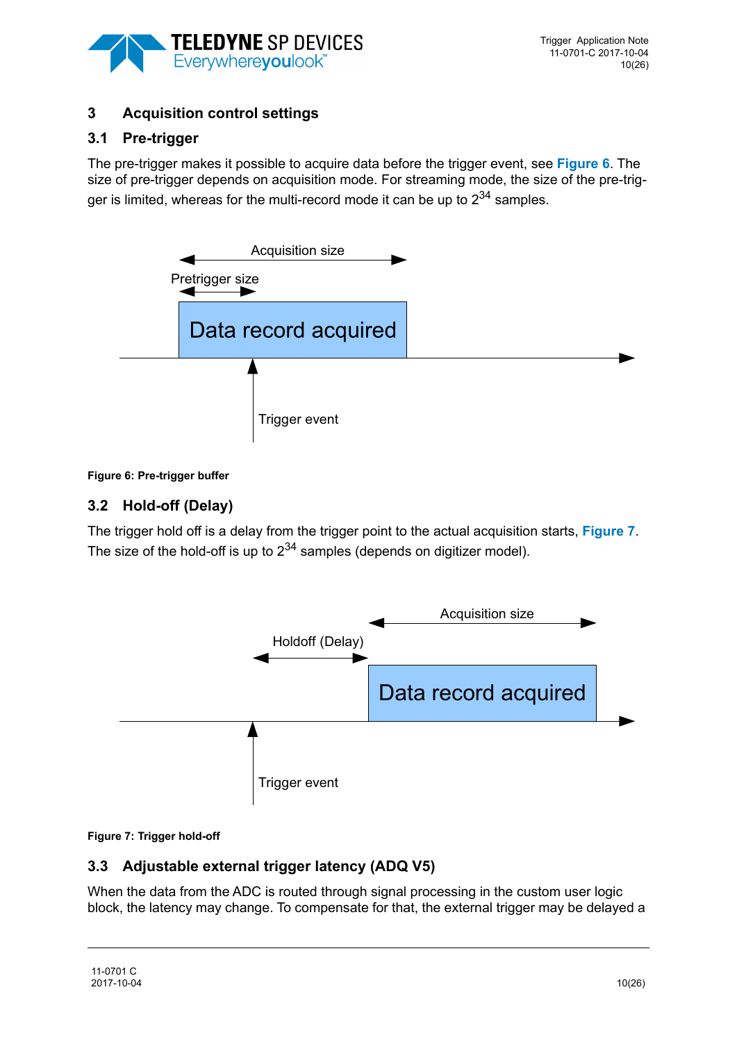## 3 Acquisition control settings

### 3.1 Pre-trigger

The pre-trigger makes it possible to acquire data before the trigger event, see **Figure 6**. The size of pre-trigger depends on acquisition mode. For streaming mode, the size of the pre-trigger is limited, whereas for the multi-record mode it can be up to $2^{34}$ samples.

**Figure 6: Pre-trigger buffer**

### 3.2 Hold-off (Delay)

The trigger hold off is a delay from the trigger point to the actual acquisition starts, **Figure 7**. The size of the hold-off is up to $2^{34}$ samples (depends on digitizer model).

**Figure 7: Trigger hold-off**

### 3.3 Adjustable external trigger latency (ADQ V5)

When the data from the ADC is routed through signal processing in the custom user logic block, the latency may change. To compensate for that, the external trigger may be delayed a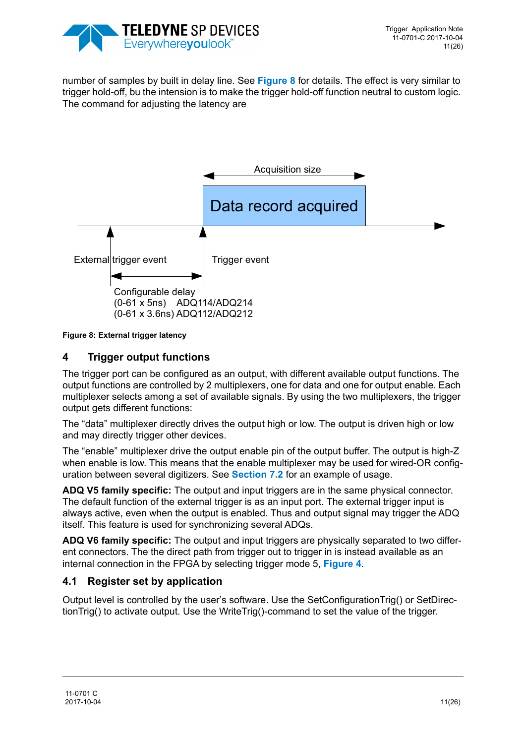number of samples by built in delay line. See **Figure 8** for details. The effect is very similar to trigger hold-off, bu the intension is to make the trigger hold-off function neutral to custom logic. The command for adjusting the latency are

Acquisition size

Data record acquired

External trigger event

Trigger event

Configurable delay
(0-61 x 5ns) ADQ114/ADQ214
(0-61 x 3.6ns) ADQ112/ADQ212

**Figure 8: External trigger latency**

## 4 Trigger output functions

The trigger port can be configured as an output, with different available output functions. The output functions are controlled by 2 multiplexers, one for data and one for output enable. Each multiplexer selects among a set of available signals. By using the two multiplexers, the trigger output gets different functions:

The “data” multiplexer directly drives the output high or low. The output is driven high or low and may directly trigger other devices.

The “enable” multiplexer drive the output enable pin of the output buffer. The output is high-Z when enable is low. This means that the enable multiplexer may be used for wired-OR configuration between several digitizers. See **Section 7.2** for an example of usage.

**ADQ V5 family specific:** The output and input triggers are in the same physical connector. The default function of the external trigger is as an input port. The external trigger input is always active, even when the output is enabled. Thus and output signal may trigger the ADQ itself. This feature is used for synchronizing several ADQs.

**ADQ V6 family specific:** The output and input triggers are physically separated to two different connectors. The the direct path from trigger out to trigger in is instead available as an internal connection in the FPGA by selecting trigger mode 5, **Figure 4**.

### 4.1 Register set by application

Output level is controlled by the user’s software. Use the SetConfigurationTrig() or SetDirectionTrig() to activate output. Use the WriteTrig()-command to set the value of the trigger.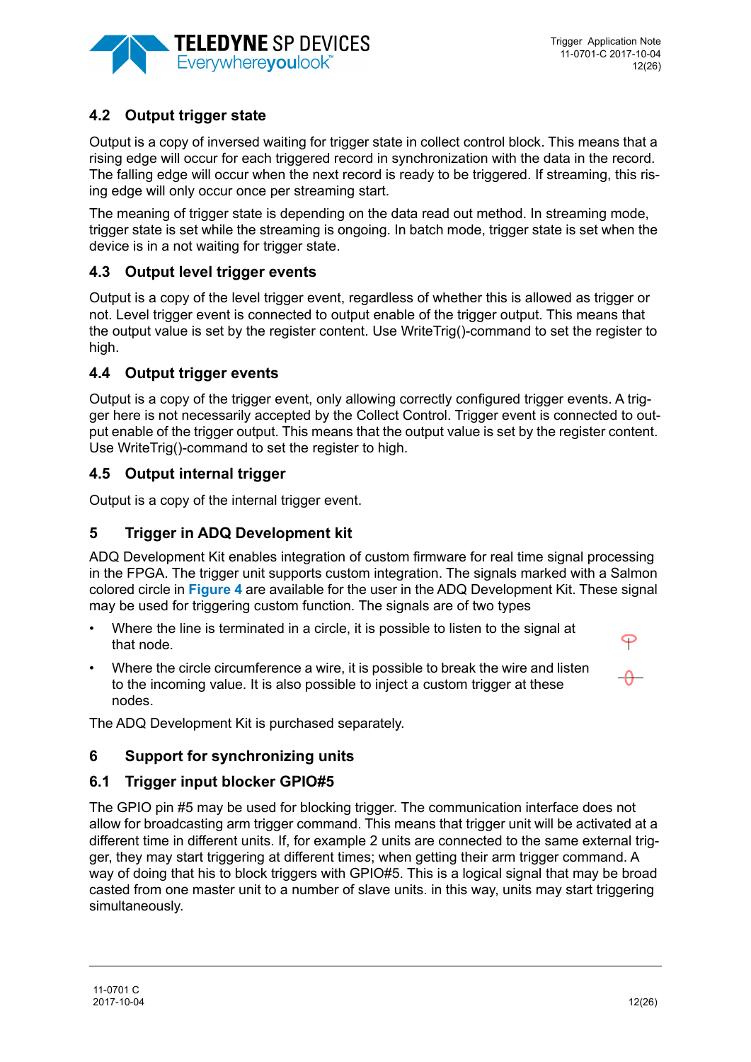## 4.2 Output trigger state

Output is a copy of inversed waiting for trigger state in collect control block. This means that a rising edge will occur for each triggered record in synchronization with the data in the record. The falling edge will occur when the next record is ready to be triggered. If streaming, this rising edge will only occur once per streaming start.

The meaning of trigger state is depending on the data read out method. In streaming mode, trigger state is set while the streaming is ongoing. In batch mode, trigger state is set when the device is in a not waiting for trigger state.

## 4.3 Output level trigger events

Output is a copy of the level trigger event, regardless of whether this is allowed as trigger or not. Level trigger event is connected to output enable of the trigger output. This means that the output value is set by the register content. Use WriteTrig()-command to set the register to high.

## 4.4 Output trigger events

Output is a copy of the trigger event, only allowing correctly configured trigger events. A trigger here is not necessarily accepted by the Collect Control. Trigger event is connected to output enable of the trigger output. This means that the output value is set by the register content. Use WriteTrig()-command to set the register to high.

## 4.5 Output internal trigger

Output is a copy of the internal trigger event.

# 5 Trigger in ADQ Development kit

ADQ Development Kit enables integration of custom firmware for real time signal processing in the FPGA. The trigger unit supports custom integration. The signals marked with a Salmon colored circle in **Figure 4** are available for the user in the ADQ Development Kit. These signal may be used for triggering custom function. The signals are of two types

- Where the line is terminated in a circle, it is possible to listen to the signal at that node.
- Where the circle circumference a wire, it is possible to break the wire and listen to the incoming value. It is also possible to inject a custom trigger at these nodes.

The ADQ Development Kit is purchased separately.

# 6 Support for synchronizing units

## 6.1 Trigger input blocker GPIO#5

The GPIO pin #5 may be used for blocking trigger. The communication interface does not allow for broadcasting arm trigger command. This means that trigger unit will be activated at a different time in different units. If, for example 2 units are connected to the same external trigger, they may start triggering at different times; when getting their arm trigger command. A way of doing that his to block triggers with GPIO#5. This is a logical signal that may be broad casted from one master unit to a number of slave units. in this way, units may start triggering simultaneously.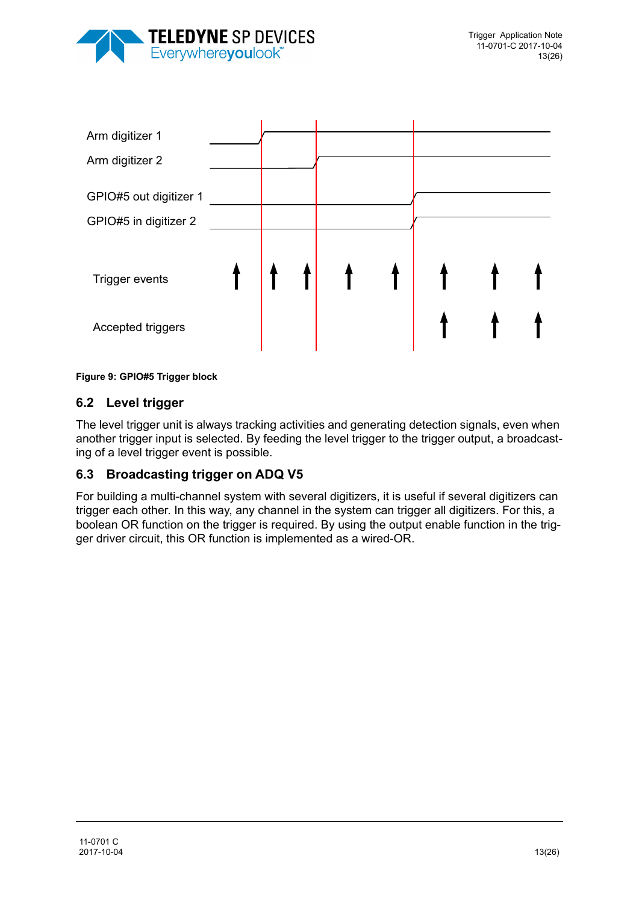Arm digitizer 1

Arm digitizer 2

GPIO#5 out digitizer 1

GPIO#5 in digitizer 2

Trigger events

Accepted triggers

**Figure 9: GPIO#5 Trigger block**

### 6.2 Level trigger

The level trigger unit is always tracking activities and generating detection signals, even when another trigger input is selected. By feeding the level trigger to the trigger output, a broadcasting of a level trigger event is possible.

### 6.3 Broadcasting trigger on ADQ V5

For building a multi-channel system with several digitizers, it is useful if several digitizers can trigger each other. In this way, any channel in the system can trigger all digitizers. For this, a boolean OR function on the trigger is required. By using the output enable function in the trigger driver circuit, this OR function is implemented as a wired-OR.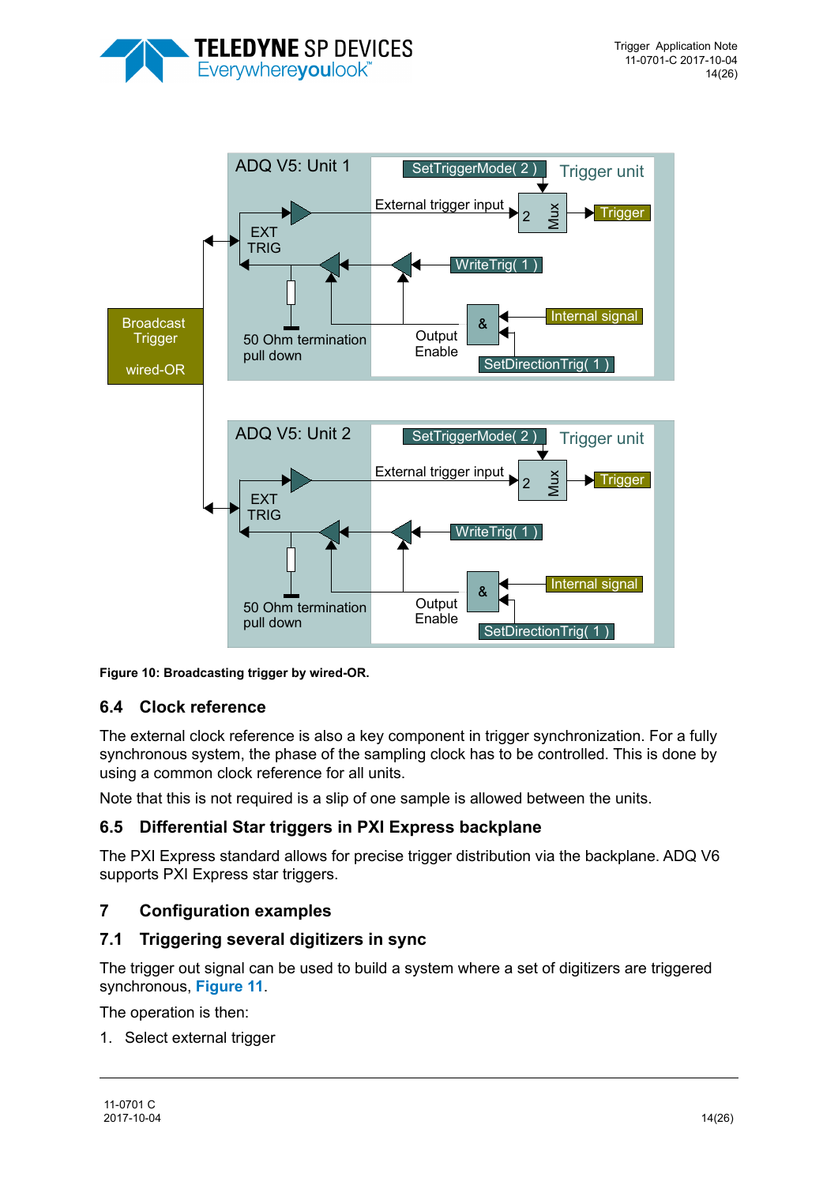**Figure 10: Broadcasting trigger by wired-OR.**

## 6.4 Clock reference

The external clock reference is also a key component in trigger synchronization. For a fully synchronous system, the phase of the sampling clock has to be controlled. This is done by using a common clock reference for all units.

Note that this is not required is a slip of one sample is allowed between the units.

## 6.5 Differential Star triggers in PXI Express backplane

The PXI Express standard allows for precise trigger distribution via the backplane. ADQ V6 supports PXI Express star triggers.

# 7 Configuration examples

## 7.1 Triggering several digitizers in sync

The trigger out signal can be used to build a system where a set of digitizers are triggered synchronous, **Figure 11**.

The operation is then:

1. Select external trigger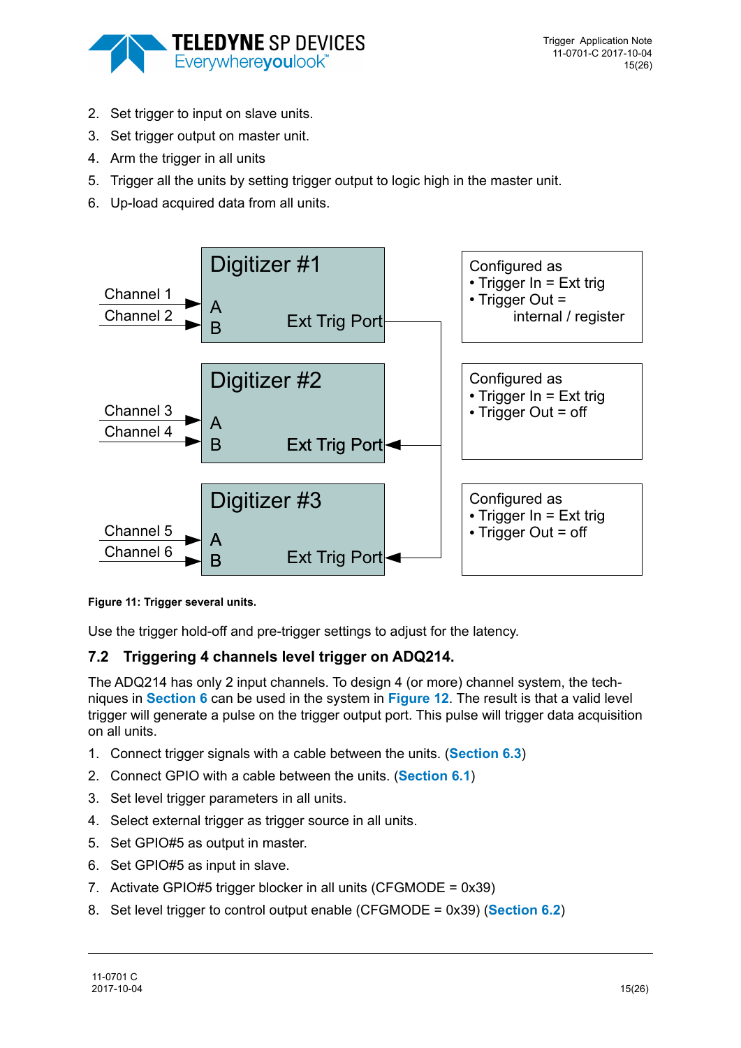2. Set trigger to input on slave units.
3. Set trigger output on master unit.
4. Arm the trigger in all units
5. Trigger all the units by setting trigger output to logic high in the master unit.
6. Up-load acquired data from all units.

Figure 11: Trigger several units.

Use the trigger hold-off and pre-trigger settings to adjust for the latency.

## 7.2 Triggering 4 channels level trigger on ADQ214.

The ADQ214 has only 2 input channels. To design 4 (or more) channel system, the techniques in **Section 6** can be used in the system in **Figure 12**. The result is that a valid level trigger will generate a pulse on the trigger output port. This pulse will trigger data acquisition on all units.

1. Connect trigger signals with a cable between the units. (**Section 6.3**)
2. Connect GPIO with a cable between the units. (**Section 6.1**)
3. Set level trigger parameters in all units.
4. Select external trigger as trigger source in all units.
5. Set GPIO#5 as output in master.
6. Set GPIO#5 as input in slave.
7. Activate GPIO#5 trigger blocker in all units (CFGMODE = 0x39)
8. Set level trigger to control output enable (CFGMODE = 0x39) (**Section 6.2**)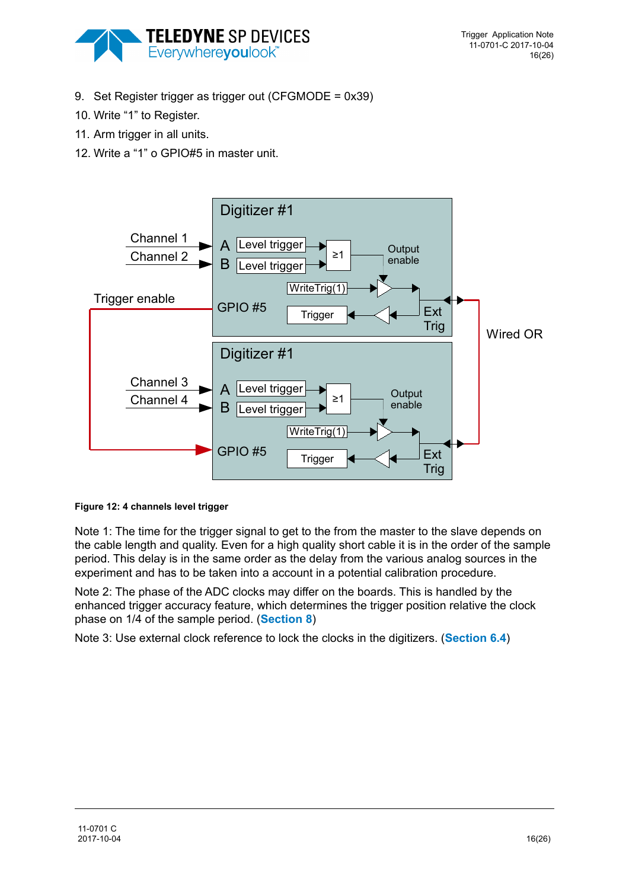9. Set Register trigger as trigger out (CFGMODE = 0x39)
10. Write “1” to Register.
11. Arm trigger in all units.
12. Write a “1” o GPIO#5 in master unit.

**Figure 12: 4 channels level trigger**

Note 1: The time for the trigger signal to get to the from the master to the slave depends on the cable length and quality. Even for a high quality short cable it is in the order of the sample period. This delay is in the same order as the delay from the various analog sources in the experiment and has to be taken into a account in a potential calibration procedure.

Note 2: The phase of the ADC clocks may differ on the boards. This is handled by the enhanced trigger accuracy feature, which determines the trigger position relative the clock phase on 1/4 of the sample period. (**Section 8**)

Note 3: Use external clock reference to lock the clocks in the digitizers. (**Section 6.4**)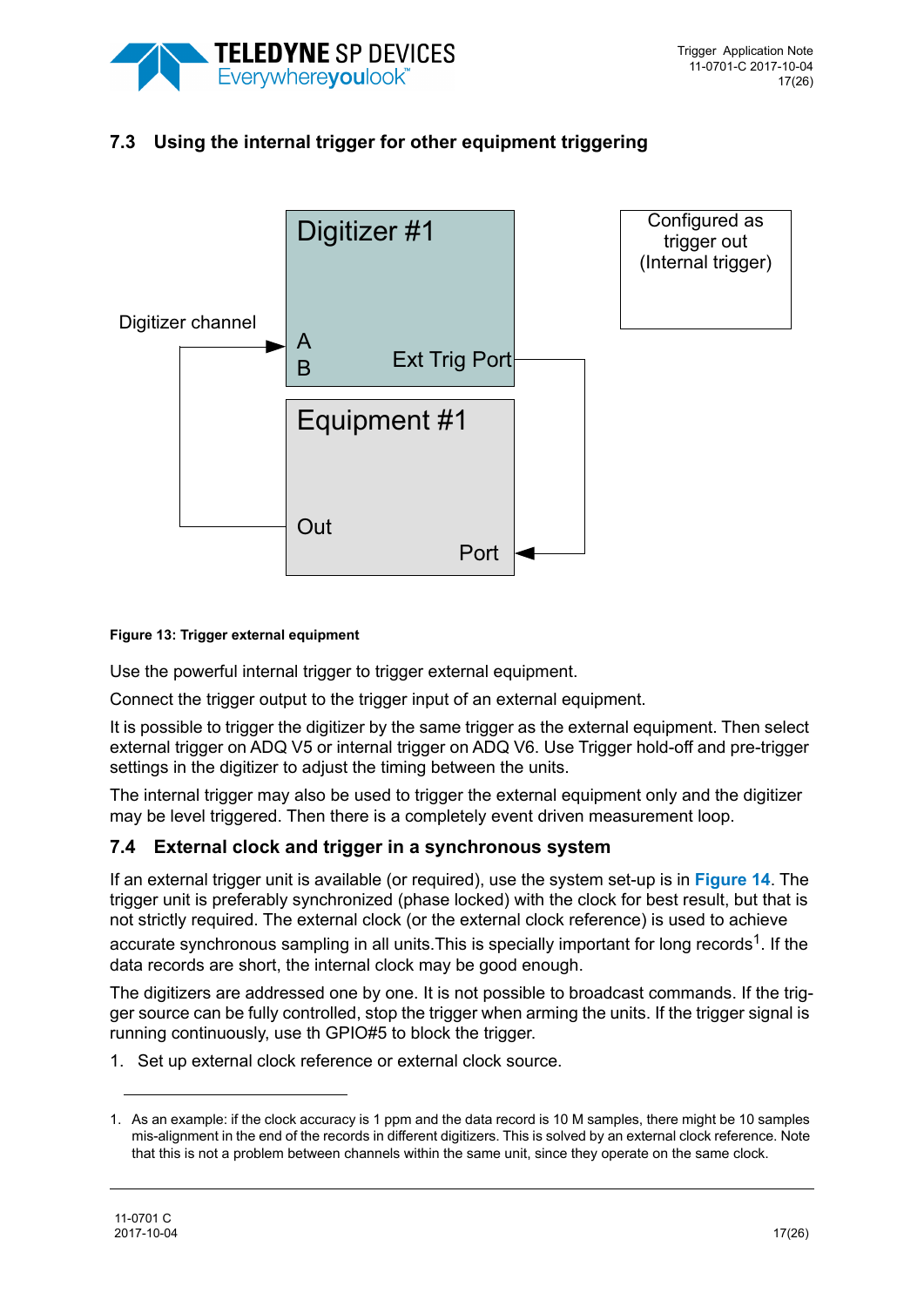## 7.3 Using the internal trigger for other equipment triggering

Digitizer #1

Configured as trigger out (Internal trigger)

Digitizer channel

A

B

Ext Trig Port

Equipment #1

Out

Port

**Figure 13: Trigger external equipment**

Use the powerful internal trigger to trigger external equipment.

Connect the trigger output to the trigger input of an external equipment.

It is possible to trigger the digitizer by the same trigger as the external equipment. Then select external trigger on ADQ V5 or internal trigger on ADQ V6. Use Trigger hold-off and pre-trigger settings in the digitizer to adjust the timing between the units.

The internal trigger may also be used to trigger the external equipment only and the digitizer may be level triggered. Then there is a completely event driven measurement loop.

## 7.4 External clock and trigger in a synchronous system

If an external trigger unit is available (or required), use the system set-up is in **Figure 14**. The trigger unit is preferably synchronized (phase locked) with the clock for best result, but that is not strictly required. The external clock (or the external clock reference) is used to achieve accurate synchronous sampling in all units.This is specially important for long records[1]. If the data records are short, the internal clock may be good enough.

The digitizers are addressed one by one. It is not possible to broadcast commands. If the trigger source can be fully controlled, stop the trigger when arming the units. If the trigger signal is running continuously, use th GPIO#5 to block the trigger.

1. Set up external clock reference or external clock source.

---

1. As an example: if the clock accuracy is 1 ppm and the data record is 10 M samples, there might be 10 samples mis-alignment in the end of the records in different digitizers. This is solved by an external clock reference. Note that this is not a problem between channels within the same unit, since they operate on the same clock.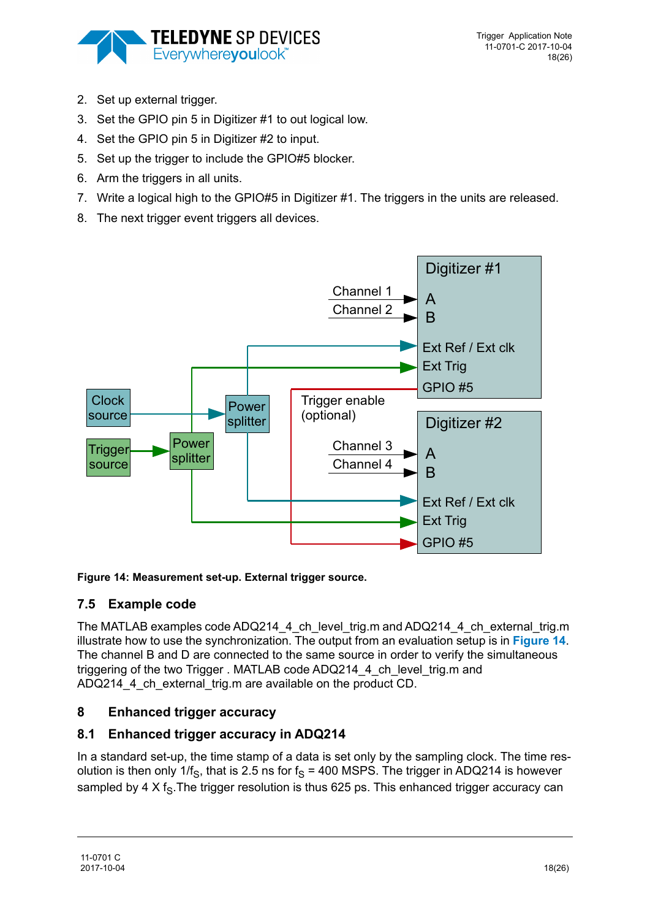2. Set up external trigger.
3. Set the GPIO pin 5 in Digitizer #1 to out logical low.
4. Set the GPIO pin 5 in Digitizer #2 to input.
5. Set up the trigger to include the GPIO#5 blocker.
6. Arm the triggers in all units.
7. Write a logical high to the GPIO#5 in Digitizer #1. The triggers in the units are released.
8. The next trigger event triggers all devices.

**Figure 14: Measurement set-up. External trigger source.**

## 7.5 Example code

The MATLAB examples code ADQ214_4_ch_level_trig.m and ADQ214_4_ch_external_trig.m illustrate how to use the synchronization. The output from an evaluation setup is in **Figure 14**. The channel B and D are connected to the same source in order to verify the simultaneous triggering of the two Trigger . MATLAB code ADQ214_4_ch_level_trig.m and ADQ214_4_ch_external_trig.m are available on the product CD.

# 8 Enhanced trigger accuracy

## 8.1 Enhanced trigger accuracy in ADQ214

In a standard set-up, the time stamp of a data is set only by the sampling clock. The time resolution is then only $1/f_S$, that is 2.5 ns for $f_S$ = 400 MSPS. The trigger in ADQ214 is however sampled by 4 X $f_S$.The trigger resolution is thus 625 ps. This enhanced trigger accuracy can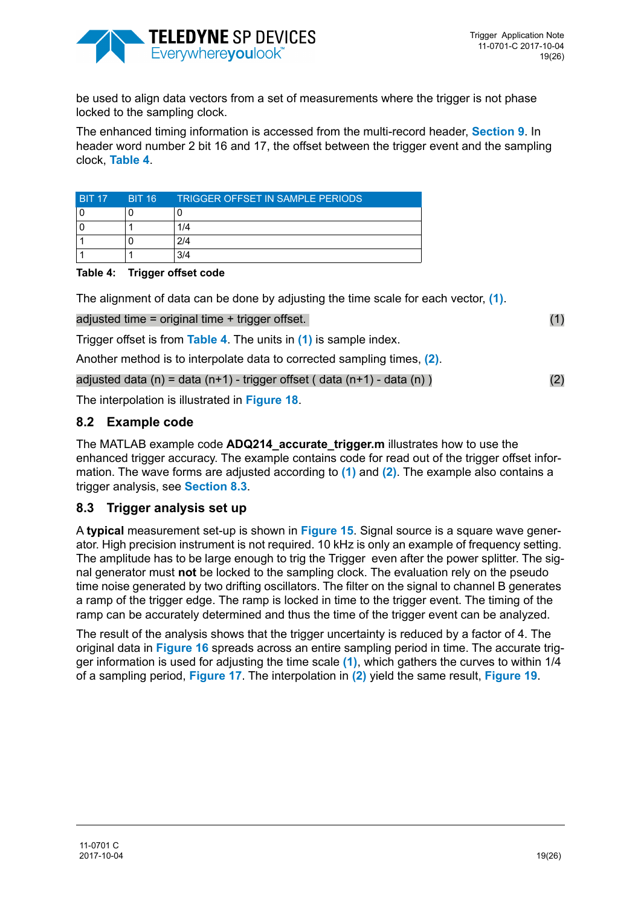be used to align data vectors from a set of measurements where the trigger is not phase locked to the sampling clock.

The enhanced timing information is accessed from the multi-record header, **Section 9**. In header word number 2 bit 16 and 17, the offset between the trigger event and the sampling clock, **Table 4**.

| BIT 17 | BIT 16 | TRIGGER OFFSET IN SAMPLE PERIODS |
|---|---|---|
| 0 | 0 | 0 |
| 0 | 1 | 1/4 |
| 1 | 0 | 2/4 |
| 1 | 1 | 3/4 |

**Table 4: Trigger offset code**

The alignment of data can be done by adjusting the time scale for each vector, **(1)**.

adjusted time = original time + trigger offset. (1)

Trigger offset is from **Table 4**. The units in **(1)** is sample index.

Another method is to interpolate data to corrected sampling times, **(2)**.

adjusted data (n) = data (n+1) - trigger offset ( data (n+1) - data (n) ) (2)

The interpolation is illustrated in **Figure 18**.

## 8.2 Example code

The MATLAB example code **ADQ214_accurate_trigger.m** illustrates how to use the enhanced trigger accuracy. The example contains code for read out of the trigger offset information. The wave forms are adjusted according to **(1)** and **(2)**. The example also contains a trigger analysis, see **Section 8.3**.

## 8.3 Trigger analysis set up

A **typical** measurement set-up is shown in **Figure 15**. Signal source is a square wave generator. High precision instrument is not required. 10 kHz is only an example of frequency setting. The amplitude has to be large enough to trig the Trigger even after the power splitter. The signal generator must **not** be locked to the sampling clock. The evaluation rely on the pseudo time noise generated by two drifting oscillators. The filter on the signal to channel B generates a ramp of the trigger edge. The ramp is locked in time to the trigger event. The timing of the ramp can be accurately determined and thus the time of the trigger event can be analyzed.

The result of the analysis shows that the trigger uncertainty is reduced by a factor of 4. The original data in **Figure 16** spreads across an entire sampling period in time. The accurate trigger information is used for adjusting the time scale **(1)**, which gathers the curves to within 1/4 of a sampling period, **Figure 17**. The interpolation in **(2)** yield the same result, **Figure 19**.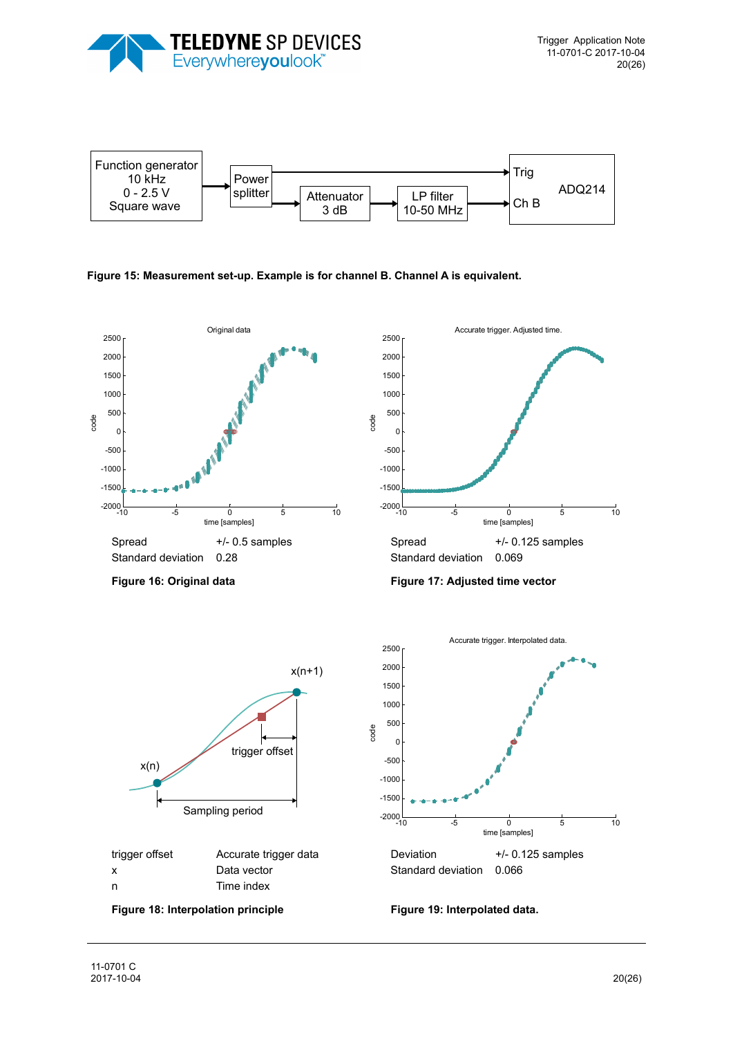Function generator
10 kHz
0 - 2.5 V
Square wave

Power splitter

Attenuator
3 dB

LP filter
10-50 MHz

Trig
Ch B
ADQ214

**Figure 15: Measurement set-up. Example is for channel B. Channel A is equivalent.**

| Spread | +/- 0.5 samples |
|---|---|
| Standard deviation | 0.28 |

**Figure 16: Original data**

| Spread | +/- 0.125 samples |
|---|---|
| Standard deviation | 0.069 |

**Figure 17: Adjusted time vector**

| trigger offset | Accurate trigger data |
|---|---|
| x | Data vector |
| n | Time index |

**Figure 18: Interpolation principle**

| Deviation | +/- 0.125 samples |
|---|---|
| Standard deviation | 0.066 |

**Figure 19: Interpolated data.**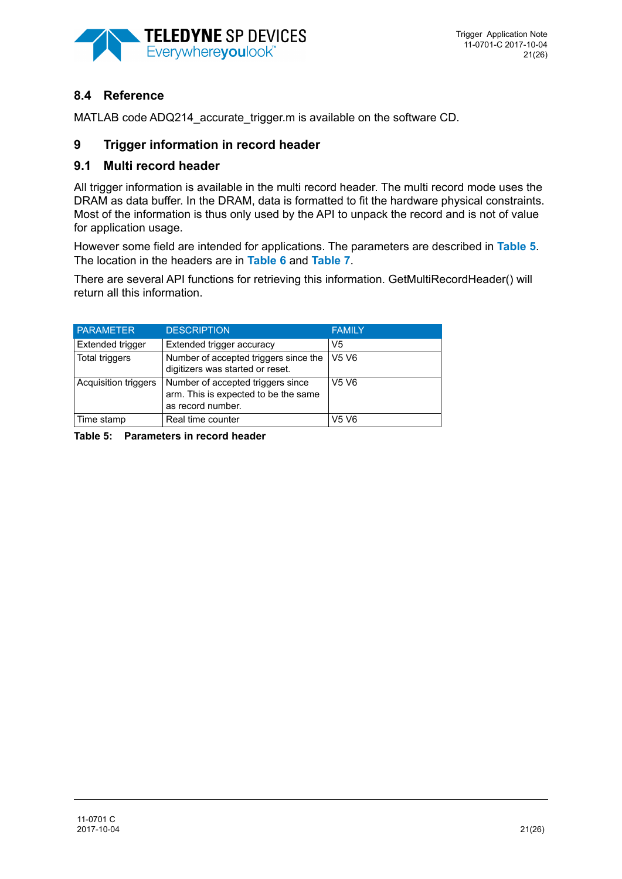## 8.4 Reference

MATLAB code ADQ214_accurate_trigger.m is available on the software CD.

# 9 Trigger information in record header

## 9.1 Multi record header

All trigger information is available in the multi record header. The multi record mode uses the DRAM as data buffer. In the DRAM, data is formatted to fit the hardware physical constraints. Most of the information is thus only used by the API to unpack the record and is not of value for application usage.

However some field are intended for applications. The parameters are described in **Table 5**. The location in the headers are in **Table 6** and **Table 7**.

There are several API functions for retrieving this information. GetMultiRecordHeader() will return all this information.

| PARAMETER | DESCRIPTION | FAMILY |
|---|---|---|
| Extended trigger | Extended trigger accuracy | V5 |
| Total triggers | Number of accepted triggers since the digitizers was started or reset. | V5 V6 |
| Acquisition triggers | Number of accepted triggers since arm. This is expected to be the same as record number. | V5 V6 |
| Time stamp | Real time counter | V5 V6 |

**Table 5: Parameters in record header**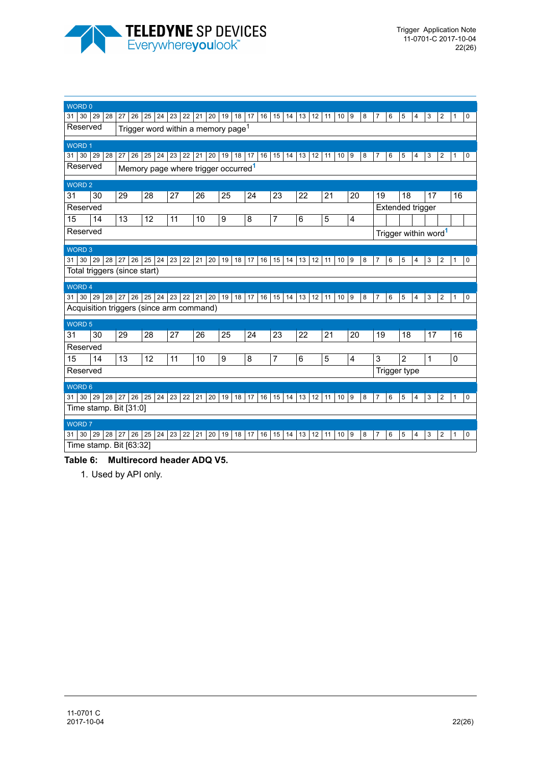| WORD 0 | | | | | | | | | | | | | | | | | | | | | | | | | | | | | | | |
|---|---|---|---|---|---|---|---|---|---|---|---|---|---|---|---|---|---|---|---|---|---|---|---|---|---|---|---|---|---|---|---|
| 31 | 30 | 29 | 28 | 27 | 26 | 25 | 24 | 23 | 22 | 21 | 20 | 19 | 18 | 17 | 16 | 15 | 14 | 13 | 12 | 11 | 10 | 9 | 8 | 7 | 6 | 5 | 4 | 3 | 2 | 1 | 0 |
| Reserved | | | | Trigger word within a memory page[1] | | | | | | | | | | | | | | | | | | | | | | | | | | | |

| WORD 1 | | | | | | | | | | | | | | | | | | | | | | | | | | | | | | | |
|---|---|---|---|---|---|---|---|---|---|---|---|---|---|---|---|---|---|---|---|---|---|---|---|---|---|---|---|---|---|---|---|
| 31 | 30 | 29 | 28 | 27 | 26 | 25 | 24 | 23 | 22 | 21 | 20 | 19 | 18 | 17 | 16 | 15 | 14 | 13 | 12 | 11 | 10 | 9 | 8 | 7 | 6 | 5 | 4 | 3 | 2 | 1 | 0 |
| Reserved | | | | Memory page where trigger occurred[1] | | | | | | | | | | | | | | | | | | | | | | | | | | | |

| WORD 2 | | | | | | | | | | | | | | | |
|---|---|---|---|---|---|---|---|---|---|---|---|---|---|---|---|
| 31 | 30 | 29 | 28 | 27 | 26 | 25 | 24 | 23 | 22 | 21 | 20 | 19 | 18 | 17 | 16 |
| Reserved | | | | | | | | | | | | Extended trigger | | | |
| 15 | 14 | 13 | 12 | 11 | 10 | 9 | 8 | 7 | 6 | 5 | 4 | | | | |
| Reserved | | | | | | | | | | | | Trigger within word[1] | | | |

| WORD 3 | | | | | | | | | | | | | | | | | | | | | | | | | | | | | | | |
|---|---|---|---|---|---|---|---|---|---|---|---|---|---|---|---|---|---|---|---|---|---|---|---|---|---|---|---|---|---|---|---|
| 31 | 30 | 29 | 28 | 27 | 26 | 25 | 24 | 23 | 22 | 21 | 20 | 19 | 18 | 17 | 16 | 15 | 14 | 13 | 12 | 11 | 10 | 9 | 8 | 7 | 6 | 5 | 4 | 3 | 2 | 1 | 0 |
| Total triggers (since start) | | | | | | | | | | | | | | | | | | | | | | | | | | | | | | | |

| WORD 4 | | | | | | | | | | | | | | | | | | | | | | | | | | | | | | | |
|---|---|---|---|---|---|---|---|---|---|---|---|---|---|---|---|---|---|---|---|---|---|---|---|---|---|---|---|---|---|---|---|
| 31 | 30 | 29 | 28 | 27 | 26 | 25 | 24 | 23 | 22 | 21 | 20 | 19 | 18 | 17 | 16 | 15 | 14 | 13 | 12 | 11 | 10 | 9 | 8 | 7 | 6 | 5 | 4 | 3 | 2 | 1 | 0 |
| Acquisition triggers (since arm command) | | | | | | | | | | | | | | | | | | | | | | | | | | | | | | | |

| WORD 5 | | | | | | | | | | | | | | | |
|---|---|---|---|---|---|---|---|---|---|---|---|---|---|---|---|
| 31 | 30 | 29 | 28 | 27 | 26 | 25 | 24 | 23 | 22 | 21 | 20 | 19 | 18 | 17 | 16 |
| Reserved | | | | | | | | | | | | | | | |
| 15 | 14 | 13 | 12 | 11 | 10 | 9 | 8 | 7 | 6 | 5 | 4 | 3 | 2 | 1 | 0 |
| Reserved | | | | | | | | | | | | Trigger type | | | |

| WORD 6 | | | | | | | | | | | | | | | | | | | | | | | | | | | | | | | |
|---|---|---|---|---|---|---|---|---|---|---|---|---|---|---|---|---|---|---|---|---|---|---|---|---|---|---|---|---|---|---|---|
| 31 | 30 | 29 | 28 | 27 | 26 | 25 | 24 | 23 | 22 | 21 | 20 | 19 | 18 | 17 | 16 | 15 | 14 | 13 | 12 | 11 | 10 | 9 | 8 | 7 | 6 | 5 | 4 | 3 | 2 | 1 | 0 |
| Time stamp. Bit [31:0] | | | | | | | | | | | | | | | | | | | | | | | | | | | | | | | |

| WORD 7 | | | | | | | | | | | | | | | | | | | | | | | | | | | | | | | |
|---|---|---|---|---|---|---|---|---|---|---|---|---|---|---|---|---|---|---|---|---|---|---|---|---|---|---|---|---|---|---|---|
| 31 | 30 | 29 | 28 | 27 | 26 | 25 | 24 | 23 | 22 | 21 | 20 | 19 | 18 | 17 | 16 | 15 | 14 | 13 | 12 | 11 | 10 | 9 | 8 | 7 | 6 | 5 | 4 | 3 | 2 | 1 | 0 |
| Time stamp. Bit [63:32] | | | | | | | | | | | | | | | | | | | | | | | | | | | | | | | |

**Table 6: Multirecord header ADQ V5.**

1. Used by API only.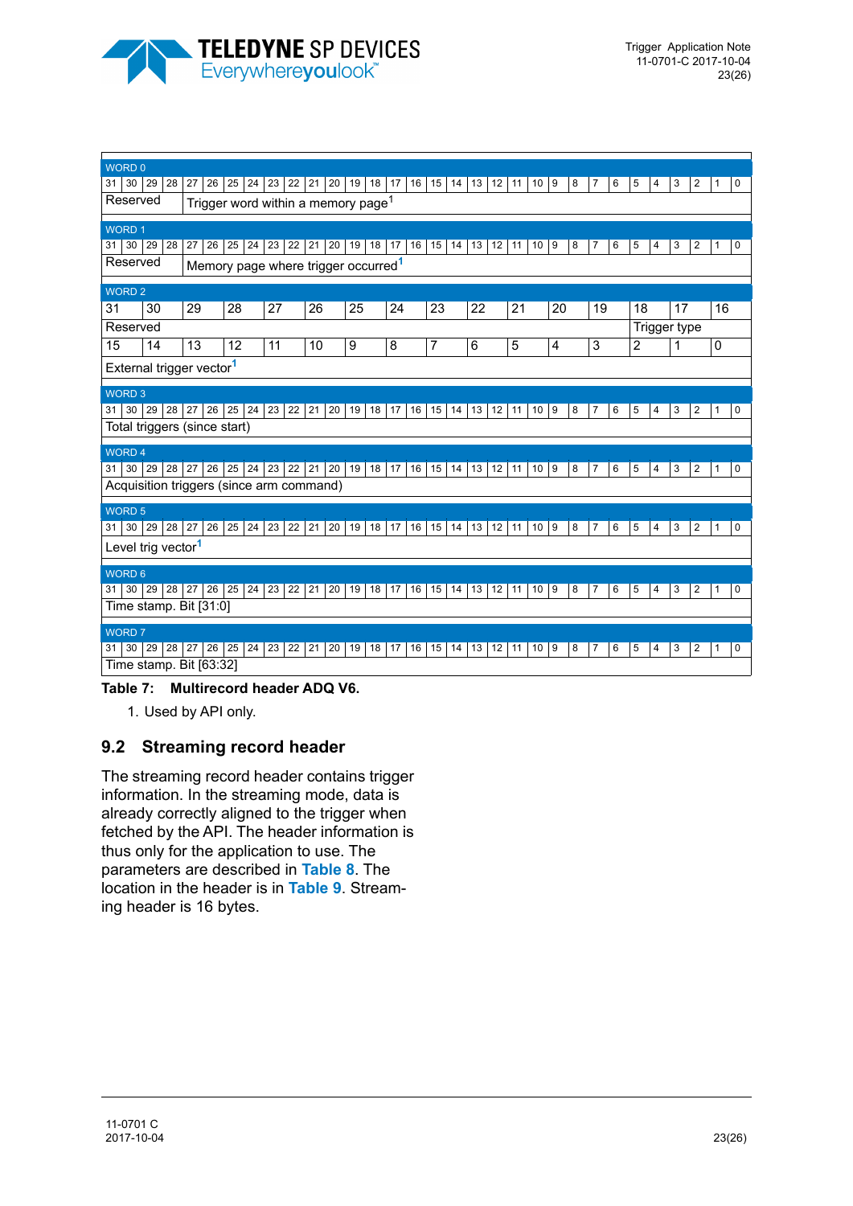| WORD 0 | | | | | | | | | | | | | | | | | | | | | | | | | | | | | | | |
|---|---|---|---|---|---|---|---|---|---|---|---|---|---|---|---|---|---|---|---|---|---|---|---|---|---|---|---|---|---|---|---|
| 31 | 30 | 29 | 28 | 27 | 26 | 25 | 24 | 23 | 22 | 21 | 20 | 19 | 18 | 17 | 16 | 15 | 14 | 13 | 12 | 11 | 10 | 9 | 8 | 7 | 6 | 5 | 4 | 3 | 2 | 1 | 0 |
| Reserved | | | | Trigger word within a memory page[1] | | | | | | | | | | | | | | | | | | | | | | | | | | | |
| **WORD 1** | | | | | | | | | | | | | | | | | | | | | | | | | | | | | | | |
| 31 | 30 | 29 | 28 | 27 | 26 | 25 | 24 | 23 | 22 | 21 | 20 | 19 | 18 | 17 | 16 | 15 | 14 | 13 | 12 | 11 | 10 | 9 | 8 | 7 | 6 | 5 | 4 | 3 | 2 | 1 | 0 |
| Reserved | | | | Memory page where trigger occurred[1] | | | | | | | | | | | | | | | | | | | | | | | | | | | |
| **WORD 2** | | | | | | | | | | | | | | | | | | | | | | | | | | | | | | | |
| 31 | 30 | 29 | 28 | 27 | 26 | 25 | 24 | 23 | 22 | 21 | 20 | 19 | 18 | 17 | 16 | | | | | | | | | | | | | | | | |
| Reserved | | | | | | | | | | | | | Trigger type | | | | | | | | | | | | | | | | | | |
| 15 | 14 | 13 | 12 | 11 | 10 | 9 | 8 | 7 | 6 | 5 | 4 | 3 | 2 | 1 | 0 | | | | | | | | | | | | | | | | |
| External trigger vector[1] | | | | | | | | | | | | | | | | | | | | | | | | | | | | | | | |
| **WORD 3** | | | | | | | | | | | | | | | | | | | | | | | | | | | | | | | |
| 31 | 30 | 29 | 28 | 27 | 26 | 25 | 24 | 23 | 22 | 21 | 20 | 19 | 18 | 17 | 16 | 15 | 14 | 13 | 12 | 11 | 10 | 9 | 8 | 7 | 6 | 5 | 4 | 3 | 2 | 1 | 0 |
| Total triggers (since start) | | | | | | | | | | | | | | | | | | | | | | | | | | | | | | | |
| **WORD 4** | | | | | | | | | | | | | | | | | | | | | | | | | | | | | | | |
| 31 | 30 | 29 | 28 | 27 | 26 | 25 | 24 | 23 | 22 | 21 | 20 | 19 | 18 | 17 | 16 | 15 | 14 | 13 | 12 | 11 | 10 | 9 | 8 | 7 | 6 | 5 | 4 | 3 | 2 | 1 | 0 |
| Acquisition triggers (since arm command) | | | | | | | | | | | | | | | | | | | | | | | | | | | | | | | |
| **WORD 5** | | | | | | | | | | | | | | | | | | | | | | | | | | | | | | | |
| 31 | 30 | 29 | 28 | 27 | 26 | 25 | 24 | 23 | 22 | 21 | 20 | 19 | 18 | 17 | 16 | 15 | 14 | 13 | 12 | 11 | 10 | 9 | 8 | 7 | 6 | 5 | 4 | 3 | 2 | 1 | 0 |
| Level trig vector[1] | | | | | | | | | | | | | | | | | | | | | | | | | | | | | | | |
| **WORD 6** | | | | | | | | | | | | | | | | | | | | | | | | | | | | | | | |
| 31 | 30 | 29 | 28 | 27 | 26 | 25 | 24 | 23 | 22 | 21 | 20 | 19 | 18 | 17 | 16 | 15 | 14 | 13 | 12 | 11 | 10 | 9 | 8 | 7 | 6 | 5 | 4 | 3 | 2 | 1 | 0 |
| Time stamp. Bit [31:0] | | | | | | | | | | | | | | | | | | | | | | | | | | | | | | | |
| **WORD 7** | | | | | | | | | | | | | | | | | | | | | | | | | | | | | | | |
| 31 | 30 | 29 | 28 | 27 | 26 | 25 | 24 | 23 | 22 | 21 | 20 | 19 | 18 | 17 | 16 | 15 | 14 | 13 | 12 | 11 | 10 | 9 | 8 | 7 | 6 | 5 | 4 | 3 | 2 | 1 | 0 |
| Time stamp. Bit [63:32] | | | | | | | | | | | | | | | | | | | | | | | | | | | | | | | |

**Table 7: Multirecord header ADQ V6.**

1. Used by API only.

## 9.2 Streaming record header

The streaming record header contains trigger information. In the streaming mode, data is already correctly aligned to the trigger when fetched by the API. The header information is thus only for the application to use. The parameters are described in Table 8. The location in the header is in Table 9. Streaming header is 16 bytes.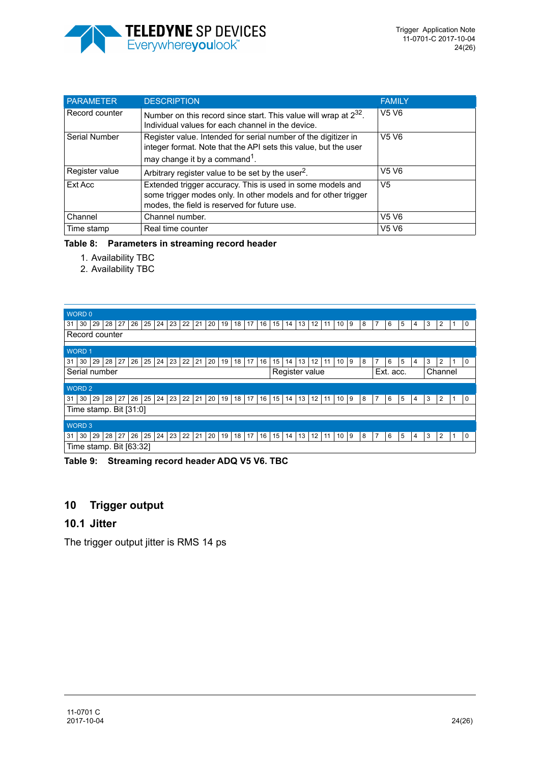| PARAMETER | DESCRIPTION | FAMILY |
|---|---|---|
| Record counter | Number on this record since start. This value will wrap at $2^{32}$. Individual values for each channel in the device. | V5 V6 |
| Serial Number | Register value. Intended for serial number of the digitizer in integer format. Note that the API sets this value, but the user may change it by a command[1]. | V5 V6 |
| Register value | Arbitrary register value to be set by the user[2]. | V5 V6 |
| Ext Acc | Extended trigger accuracy. This is used in some models and some trigger modes only. In other models and for other trigger modes, the field is reserved for future use. | V5 |
| Channel | Channel number. | V5 V6 |
| Time stamp | Real time counter | V5 V6 |

**Table 8: Parameters in streaming record header**

1. Availability TBC
2. Availability TBC

| WORD | Bits 31–16 | Bits 15–8 | Bits 7–4 | Bits 3–0 |
|---|---|---|---|---|
| WORD 0 | Record counter | | | |
| WORD 1 | Serial number | Register value | Ext. acc. | Channel |
| WORD 2 | Time stamp. Bit [31:0] | | | |
| WORD 3 | Time stamp. Bit [63:32] | | | |

**Table 9: Streaming record header ADQ V5 V6. TBC**

# 10 Trigger output

## 10.1 Jitter

The trigger output jitter is RMS 14 ps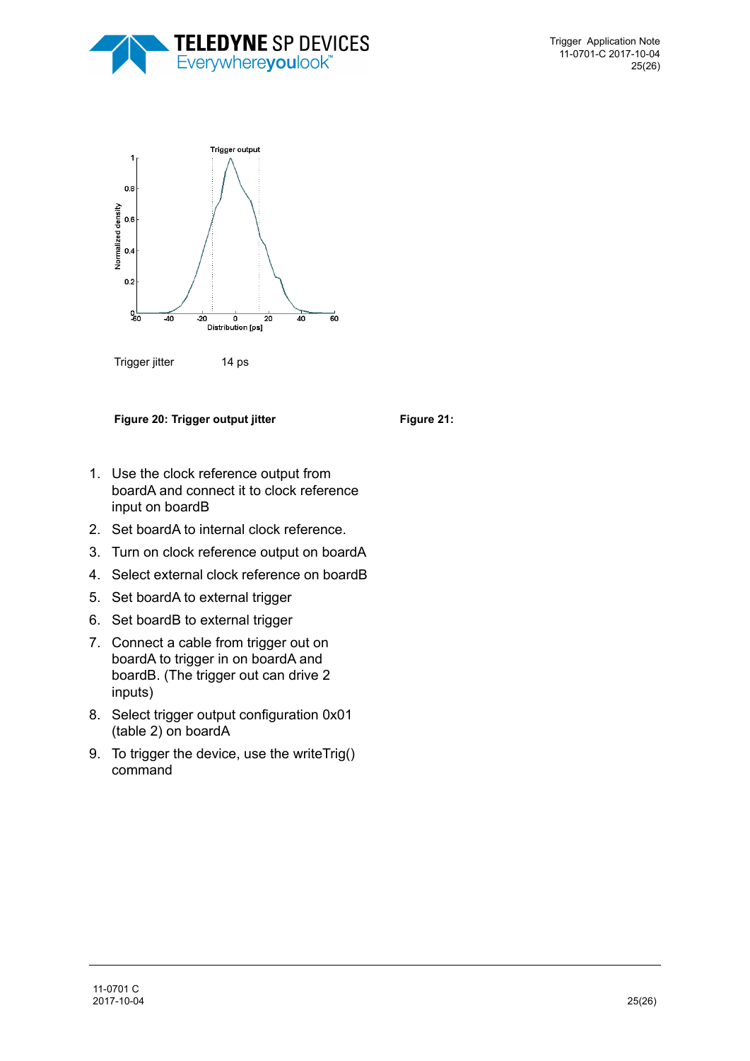Trigger jitter 14 ps

**Figure 20: Trigger output jitter**

**Figure 21:**

1. Use the clock reference output from boardA and connect it to clock reference input on boardB
2. Set boardA to internal clock reference.
3. Turn on clock reference output on boardA
4. Select external clock reference on boardB
5. Set boardA to external trigger
6. Set boardB to external trigger
7. Connect a cable from trigger out on boardA to trigger in on boardA and boardB. (The trigger out can drive 2 inputs)
8. Select trigger output configuration 0x01 (table 2) on boardA
9. To trigger the device, use the writeTrig() command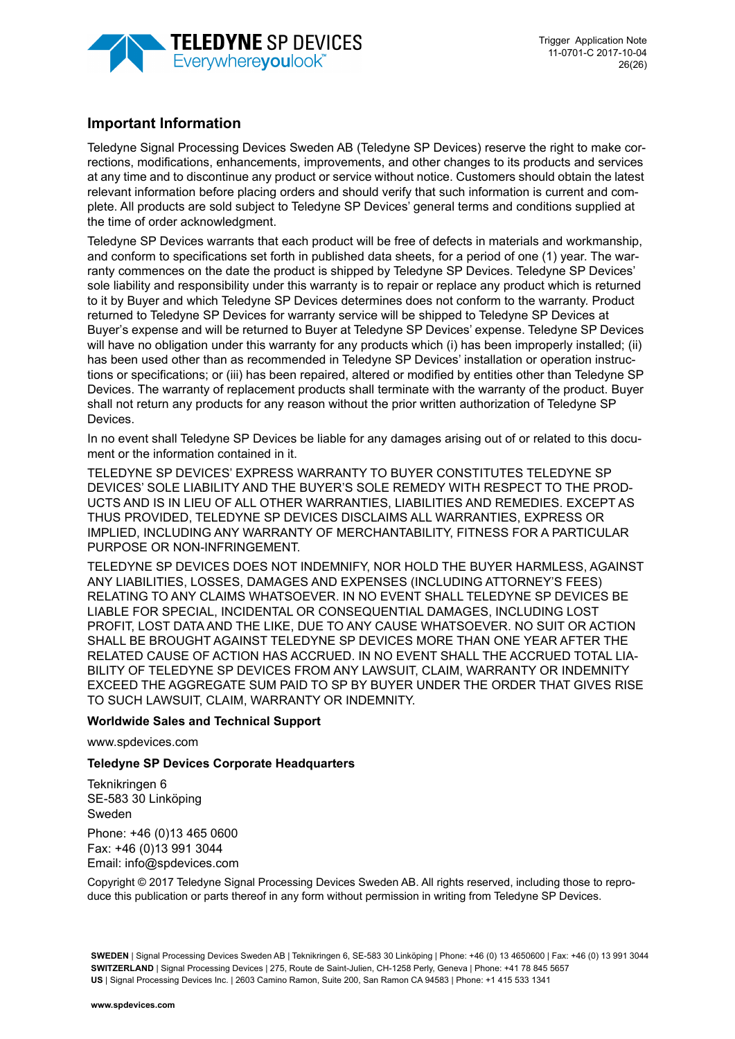## Important Information

Teledyne Signal Processing Devices Sweden AB (Teledyne SP Devices) reserve the right to make corrections, modifications, enhancements, improvements, and other changes to its products and services at any time and to discontinue any product or service without notice. Customers should obtain the latest relevant information before placing orders and should verify that such information is current and complete. All products are sold subject to Teledyne SP Devices' general terms and conditions supplied at the time of order acknowledgment.

Teledyne SP Devices warrants that each product will be free of defects in materials and workmanship, and conform to specifications set forth in published data sheets, for a period of one (1) year. The warranty commences on the date the product is shipped by Teledyne SP Devices. Teledyne SP Devices' sole liability and responsibility under this warranty is to repair or replace any product which is returned to it by Buyer and which Teledyne SP Devices determines does not conform to the warranty. Product returned to Teledyne SP Devices for warranty service will be shipped to Teledyne SP Devices at Buyer's expense and will be returned to Buyer at Teledyne SP Devices' expense. Teledyne SP Devices will have no obligation under this warranty for any products which (i) has been improperly installed; (ii) has been used other than as recommended in Teledyne SP Devices' installation or operation instructions or specifications; or (iii) has been repaired, altered or modified by entities other than Teledyne SP Devices. The warranty of replacement products shall terminate with the warranty of the product. Buyer shall not return any products for any reason without the prior written authorization of Teledyne SP Devices.

In no event shall Teledyne SP Devices be liable for any damages arising out of or related to this document or the information contained in it.

TELEDYNE SP DEVICES' EXPRESS WARRANTY TO BUYER CONSTITUTES TELEDYNE SP DEVICES' SOLE LIABILITY AND THE BUYER'S SOLE REMEDY WITH RESPECT TO THE PRODUCTS AND IS IN LIEU OF ALL OTHER WARRANTIES, LIABILITIES AND REMEDIES. EXCEPT AS THUS PROVIDED, TELEDYNE SP DEVICES DISCLAIMS ALL WARRANTIES, EXPRESS OR IMPLIED, INCLUDING ANY WARRANTY OF MERCHANTABILITY, FITNESS FOR A PARTICULAR PURPOSE OR NON-INFRINGEMENT.

TELEDYNE SP DEVICES DOES NOT INDEMNIFY, NOR HOLD THE BUYER HARMLESS, AGAINST ANY LIABILITIES, LOSSES, DAMAGES AND EXPENSES (INCLUDING ATTORNEY'S FEES) RELATING TO ANY CLAIMS WHATSOEVER. IN NO EVENT SHALL TELEDYNE SP DEVICES BE LIABLE FOR SPECIAL, INCIDENTAL OR CONSEQUENTIAL DAMAGES, INCLUDING LOST PROFIT, LOST DATA AND THE LIKE, DUE TO ANY CAUSE WHATSOEVER. NO SUIT OR ACTION SHALL BE BROUGHT AGAINST TELEDYNE SP DEVICES MORE THAN ONE YEAR AFTER THE RELATED CAUSE OF ACTION HAS ACCRUED. IN NO EVENT SHALL THE ACCRUED TOTAL LIABILITY OF TELEDYNE SP DEVICES FROM ANY LAWSUIT, CLAIM, WARRANTY OR INDEMNITY EXCEED THE AGGREGATE SUM PAID TO SP BY BUYER UNDER THE ORDER THAT GIVES RISE TO SUCH LAWSUIT, CLAIM, WARRANTY OR INDEMNITY.

**Worldwide Sales and Technical Support**

www.spdevices.com

**Teledyne SP Devices Corporate Headquarters**

Teknikringen 6
SE-583 30 Linköping
Sweden

Phone: +46 (0)13 465 0600
Fax: +46 (0)13 991 3044
Email: info@spdevices.com

Copyright © 2017 Teledyne Signal Processing Devices Sweden AB. All rights reserved, including those to reproduce this publication or parts thereof in any form without permission in writing from Teledyne SP Devices.

**SWEDEN** | Signal Processing Devices Sweden AB | Teknikringen 6, SE-583 30 Linköping | Phone: +46 (0) 13 4650600 | Fax: +46 (0) 13 991 3044
**SWITZERLAND** | Signal Processing Devices | 275, Route de Saint-Julien, CH-1258 Perly, Geneva | Phone: +41 78 845 5657
**US** | Signal Processing Devices Inc. | 2603 Camino Ramon, Suite 200, San Ramon CA 94583 | Phone: +1 415 533 1341